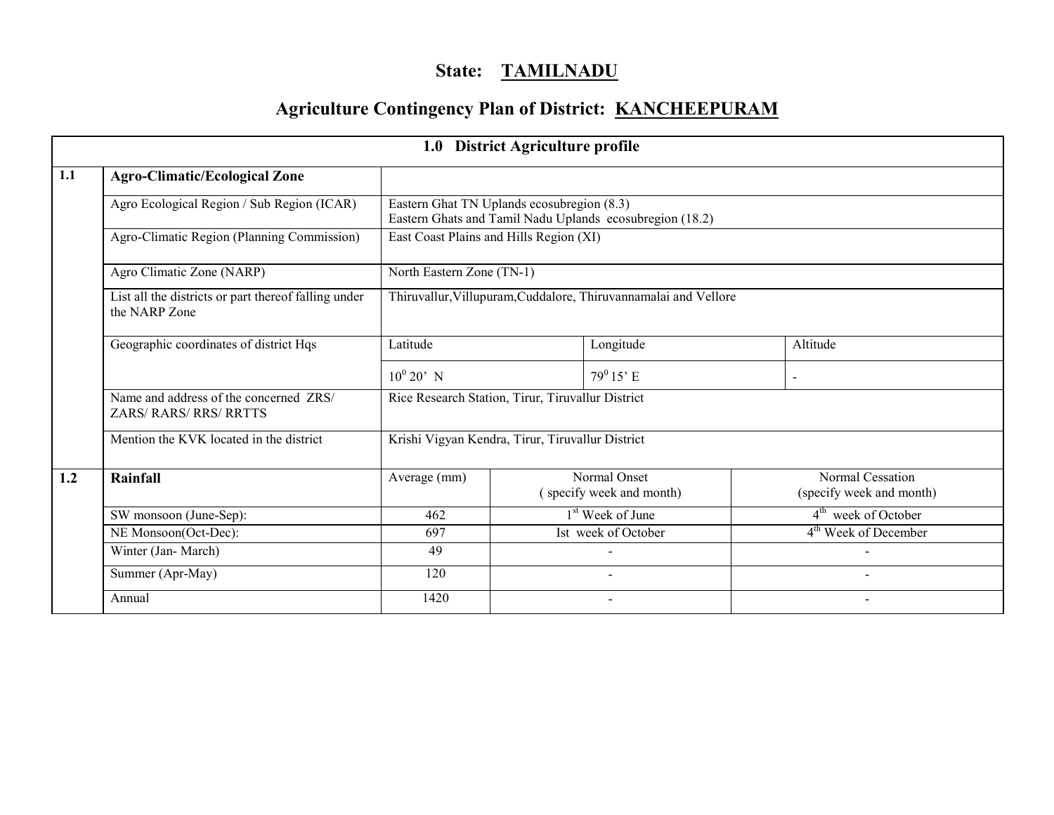# State: TAMILNADU

## Agriculture Contingency Plan of District: KANCHEEPURAM

| 1.0 District Agriculture profile | | | | |
|---|---|---|---|---|
| **1.1** | **Agro-Climatic/Ecological Zone** | | | |
| | Agro Ecological Region / Sub Region (ICAR) | Eastern Ghat TN Uplands ecosubregion (8.3)<br>Eastern Ghats and Tamil Nadu Uplands ecosubregion (18.2) | | |
| | Agro-Climatic Region (Planning Commission) | East Coast Plains and Hills Region (XI) | | |
| | Agro Climatic Zone (NARP) | North Eastern Zone (TN-1) | | |
| | List all the districts or part thereof falling under the NARP Zone | Thiruvallur,Villupuram,Cuddalore, Thiruvannamalai and Vellore | | |
| | Geographic coordinates of district Hqs | Latitude | Longitude | Altitude |
| | | $10^0$ 20' N | $79^0$ 15' E | - |
| | Name and address of the concerned ZRS/ ZARS/ RARS/ RRS/ RRTTS | Rice Research Station, Tirur, Tiruvallur District | | |
| | Mention the KVK located in the district | Krishi Vigyan Kendra, Tirur, Tiruvallur District | | |
| **1.2** | **Rainfall** | Average (mm) | Normal Onset ( specify week and month) | Normal Cessation (specify week and month) |
| | SW monsoon (June-Sep): | 462 | 1st Week of June | 4th week of October |
| | NE Monsoon(Oct-Dec): | 697 | Ist week of October | 4th Week of December |
| | Winter (Jan- March) | 49 | - | - |
| | Summer (Apr-May) | 120 | - | - |
| | Annual | 1420 | - | - |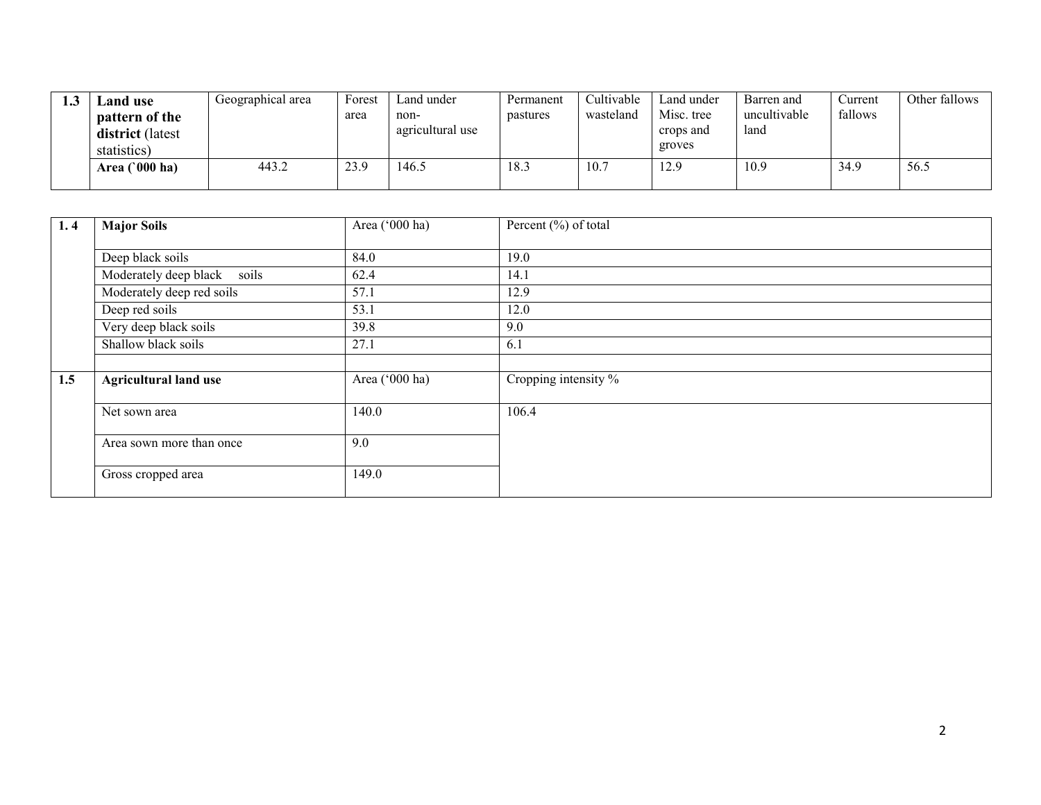| 1.3 | **Land use pattern of the district** (latest statistics) | Geographical area | Forest area | Land under non-agricultural use | Permanent pastures | Cultivable wasteland | Land under Misc. tree crops and groves | Barren and uncultivable land | Current fallows | Other fallows |
|---|---|---|---|---|---|---|---|---|---|---|
| | **Area (`000 ha)** | 443.2 | 23.9 | 146.5 | 18.3 | 10.7 | 12.9 | 10.9 | 34.9 | 56.5 |

| 1. 4 | **Major Soils** | Area ('000 ha) | Percent (%) of total |
|---|---|---|---|
| | Deep black soils | 84.0 | 19.0 |
| | Moderately deep black soils | 62.4 | 14.1 |
| | Moderately deep red soils | 57.1 | 12.9 |
| | Deep red soils | 53.1 | 12.0 |
| | Very deep black soils | 39.8 | 9.0 |
| | Shallow black soils | 27.1 | 6.1 |
| | | | |
| **1.5** | **Agricultural land use** | Area ('000 ha) | Cropping intensity % |
| | Net sown area | 140.0 | 106.4 |
| | Area sown more than once | 9.0 | |
| | Gross cropped area | 149.0 | |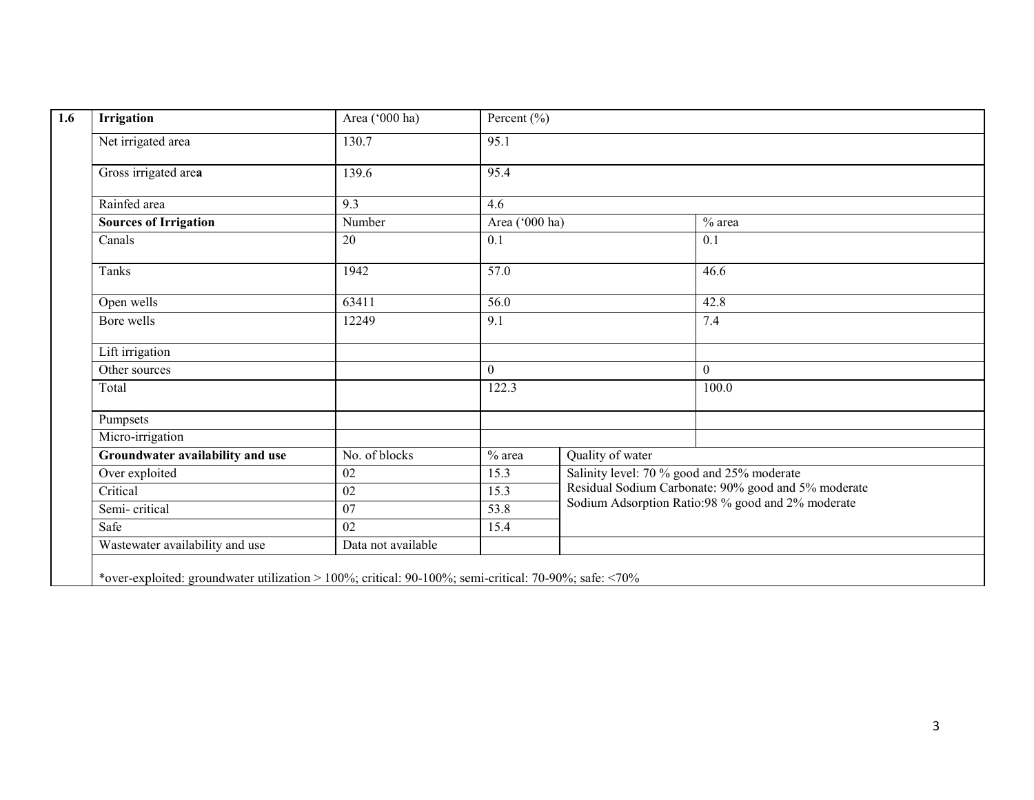| 1.6 | Irrigation | Area ('000 ha) | Percent (%) | | |
|---|---|---|---|---|---|
| | Net irrigated area | 130.7 | 95.1 | | |
| | Gross irrigated area | 139.6 | 95.4 | | |
| | Rainfed area | 9.3 | 4.6 | | |
| | **Sources of Irrigation** | Number | Area ('000 ha) | | % area |
| | Canals | 20 | 0.1 | | 0.1 |
| | Tanks | 1942 | 57.0 | | 46.6 |
| | Open wells | 63411 | 56.0 | | 42.8 |
| | Bore wells | 12249 | 9.1 | | 7.4 |
| | Lift irrigation | | | | |
| | Other sources | | 0 | | 0 |
| | Total | | 122.3 | | 100.0 |
| | Pumpsets | | | | |
| | Micro-irrigation | | | | |
| | **Groundwater availability and use** | No. of blocks | % area | Quality of water | |
| | Over exploited | 02 | 15.3 | Salinity level: 70 % good and 25% moderate<br>Residual Sodium Carbonate: 90% good and 5% moderate<br>Sodium Adsorption Ratio:98 % good and 2% moderate | |
| | Critical | 02 | 15.3 | | |
| | Semi- critical | 07 | 53.8 | | |
| | Safe | 02 | 15.4 | | |
| | Wastewater availability and use | Data not available | | | |
| | *over-exploited: groundwater utilization > 100%; critical: 90-100%; semi-critical: 70-90%; safe: <70% | | | | |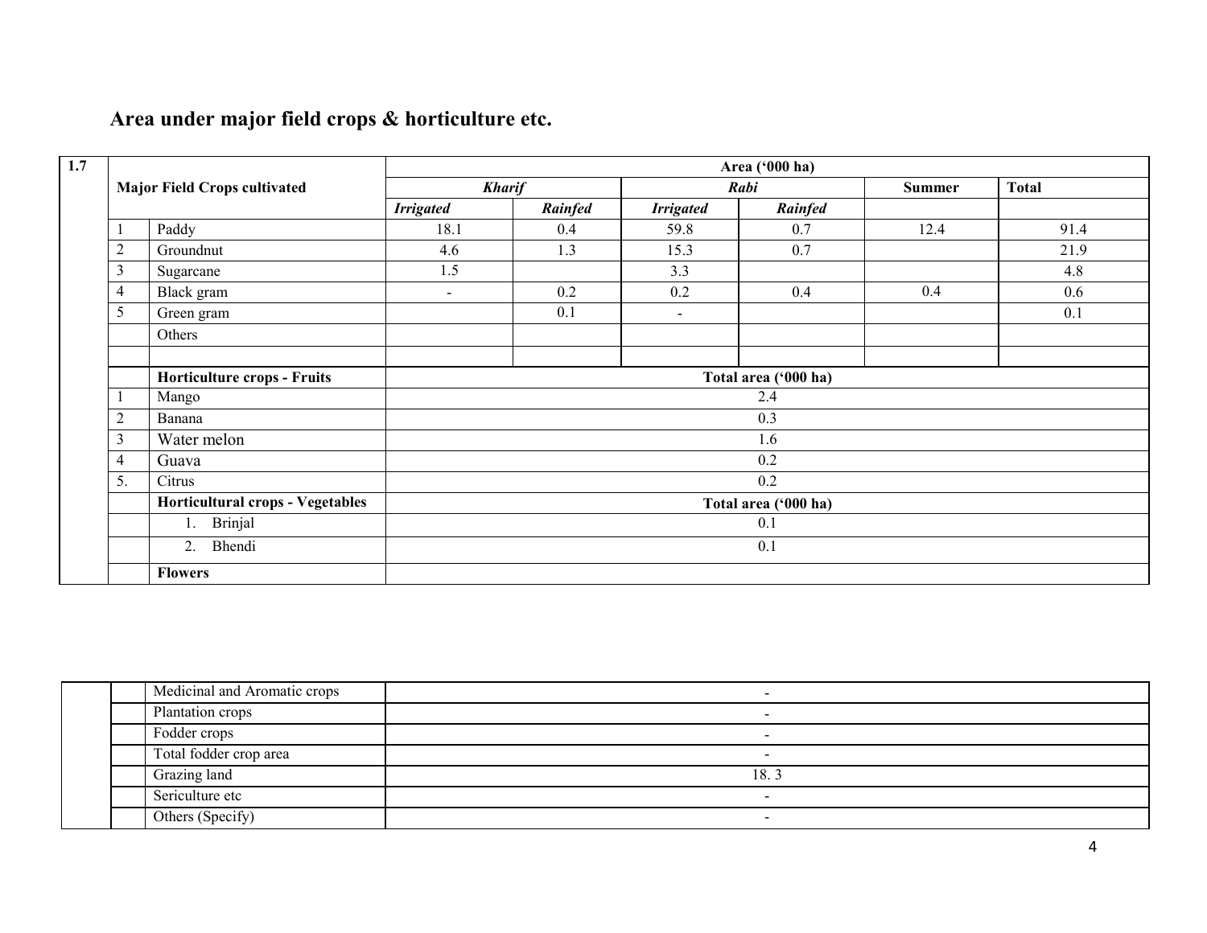## Area under major field crops & horticulture etc.

| 1.7 | Major Field Crops cultivated | | Area ('000 ha) | | | | | |
|---|---|---|---|---|---|---|---|---|
| | | | ***Kharif*** | | ***Rabi*** | | **Summer** | **Total** |
| | | | ***Irrigated*** | ***Rainfed*** | ***Irrigated*** | ***Rainfed*** | | |
| | 1 | Paddy | 18.1 | 0.4 | 59.8 | 0.7 | 12.4 | 91.4 |
| | 2 | Groundnut | 4.6 | 1.3 | 15.3 | 0.7 | | 21.9 |
| | 3 | Sugarcane | 1.5 | | 3.3 | | | 4.8 |
| | 4 | Black gram | - | 0.2 | 0.2 | 0.4 | 0.4 | 0.6 |
| | 5 | Green gram | | 0.1 | - | | | 0.1 |
| | | Others | | | | | | |
| | | | | | | | | |
| | | **Horticulture crops - Fruits** | **Total area ('000 ha)** | | | | | |
| | 1 | Mango | 2.4 | | | | | |
| | 2 | Banana | 0.3 | | | | | |
| | 3 | Water melon | 1.6 | | | | | |
| | 4 | Guava | 0.2 | | | | | |
| | 5. | Citrus | 0.2 | | | | | |
| | | **Horticultural crops - Vegetables** | **Total area ('000 ha)** | | | | | |
| | | 1. Brinjal | 0.1 | | | | | |
| | | 2. Bhendi | 0.1 | | | | | |
| | | **Flowers** | | | | | | |
| | | Medicinal and Aromatic crops | - | | | | | |
| | | Plantation crops | - | | | | | |
| | | Fodder crops | - | | | | | |
| | | Total fodder crop area | - | | | | | |
| | | Grazing land | 18. 3 | | | | | |
| | | Sericulture etc | - | | | | | |
| | | Others (Specify) | - | | | | | |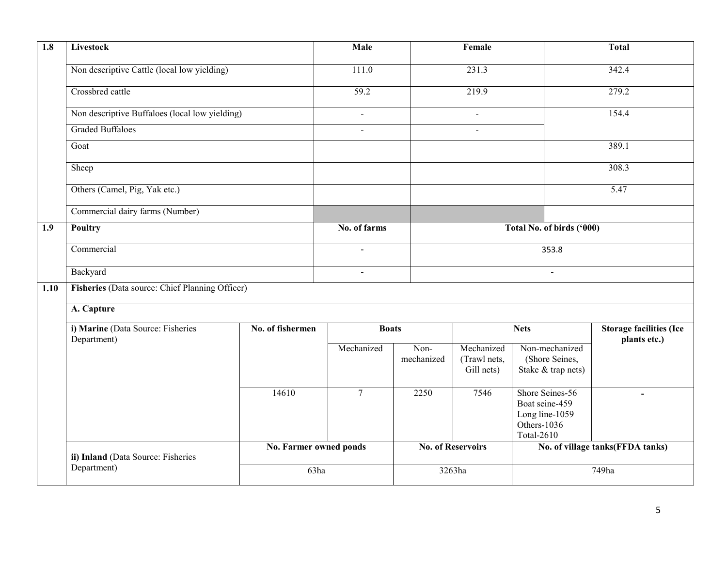| 1.8 | Livestock | Male | Female | Total |
|---|---|---|---|---|
| | Non descriptive Cattle (local low yielding) | 111.0 | 231.3 | 342.4 |
| | Crossbred cattle | 59.2 | 219.9 | 279.2 |
| | Non descriptive Buffaloes (local low yielding) | - | - | 154.4 |
| | Graded Buffaloes | - | - | |
| | Goat | | | 389.1 |
| | Sheep | | | 308.3 |
| | Others (Camel, Pig, Yak etc.) | | | 5.47 |
| | Commercial dairy farms (Number) | | | |

| 1.9 | Poultry | No. of farms | Total No. of birds ('000) |
|---|---|---|---|
| | Commercial | - | 353.8 |
| | Backyard | - | - |

**1.10 Fisheries** (Data source: Chief Planning Officer)

**A. Capture**

| i) Marine (Data Source: Fisheries Department) | No. of fishermen | Boats | | Nets | | Storage facilities (Ice plants etc.) |
|---|---|---|---|---|---|---|
| | | Mechanized | Non-mechanized | Mechanized (Trawl nets, Gill nets) | Non-mechanized (Shore Seines, Stake & trap nets) | |
| | 14610 | 7 | 2250 | 7546 | Shore Seines-56<br>Boat seine-459<br>Long line-1059<br>Others-1036<br>Total-2610 | - |

| ii) Inland (Data Source: Fisheries Department) | No. Farmer owned ponds | No. of Reservoirs | No. of village tanks(FFDA tanks) |
|---|---|---|---|
| | 63ha | 3263ha | 749ha |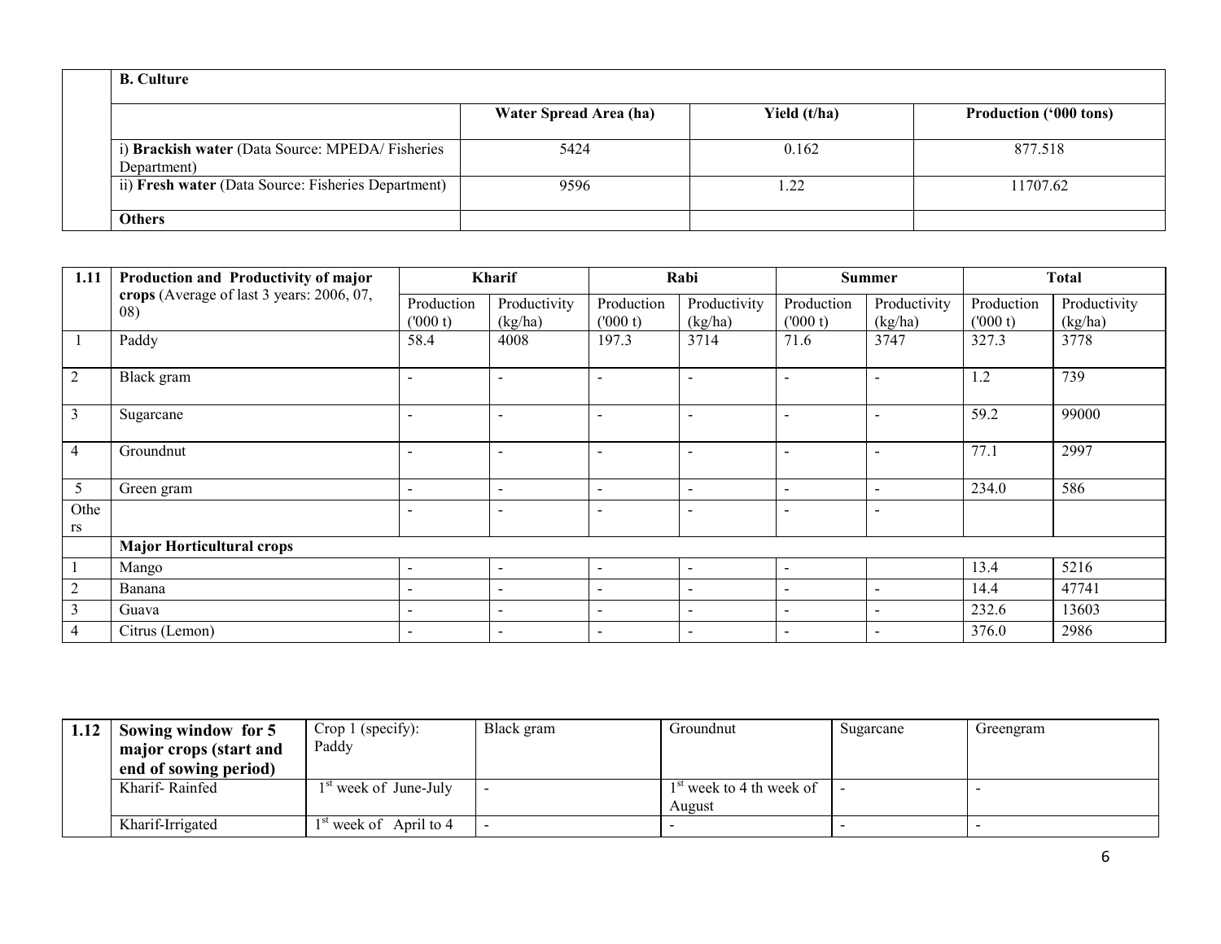| | **B. Culture** | | | |
|---|---|---|---|---|
| | | **Water Spread Area (ha)** | **Yield (t/ha)** | **Production ('000 tons)** |
| | i) **Brackish water** (Data Source: MPEDA/ Fisheries Department) | 5424 | 0.162 | 877.518 |
| | ii) **Fresh water** (Data Source: Fisheries Department) | 9596 | 1.22 | 11707.62 |
| | **Others** | | | |

| **1.11** | **Production and Productivity of major crops** (Average of last 3 years: 2006, 07, 08) | **Kharif** | | **Rabi** | | **Summer** | | **Total** | |
|---|---|---|---|---|---|---|---|---|---|
| | | Production ('000 t) | Productivity (kg/ha) | Production ('000 t) | Productivity (kg/ha) | Production ('000 t) | Productivity (kg/ha) | Production ('000 t) | Productivity (kg/ha) |
| 1 | Paddy | 58.4 | 4008 | 197.3 | 3714 | 71.6 | 3747 | 327.3 | 3778 |
| 2 | Black gram | - | - | - | - | - | - | 1.2 | 739 |
| 3 | Sugarcane | - | - | - | - | - | - | 59.2 | 99000 |
| 4 | Groundnut | - | - | - | - | - | - | 77.1 | 2997 |
| 5 | Green gram | - | - | - | - | - | - | 234.0 | 586 |
| Others | | - | - | - | - | - | - | | |
| | **Major Horticultural crops** | | | | | | | | |
| 1 | Mango | - | - | - | - | - | | 13.4 | 5216 |
| 2 | Banana | - | - | - | - | - | - | 14.4 | 47741 |
| 3 | Guava | - | - | - | - | - | - | 232.6 | 13603 |
| 4 | Citrus (Lemon) | - | - | - | - | - | - | 376.0 | 2986 |

| **1.12** | **Sowing window for 5 major crops (start and end of sowing period)** | Crop 1 (specify): Paddy | Black gram | Groundnut | Sugarcane | Greengram |
|---|---|---|---|---|---|---|
| | Kharif- Rainfed | 1st week of June-July | - | 1st week to 4 th week of August | - | - |
| | Kharif-Irrigated | 1st week of April to 4 | - | - | - | - |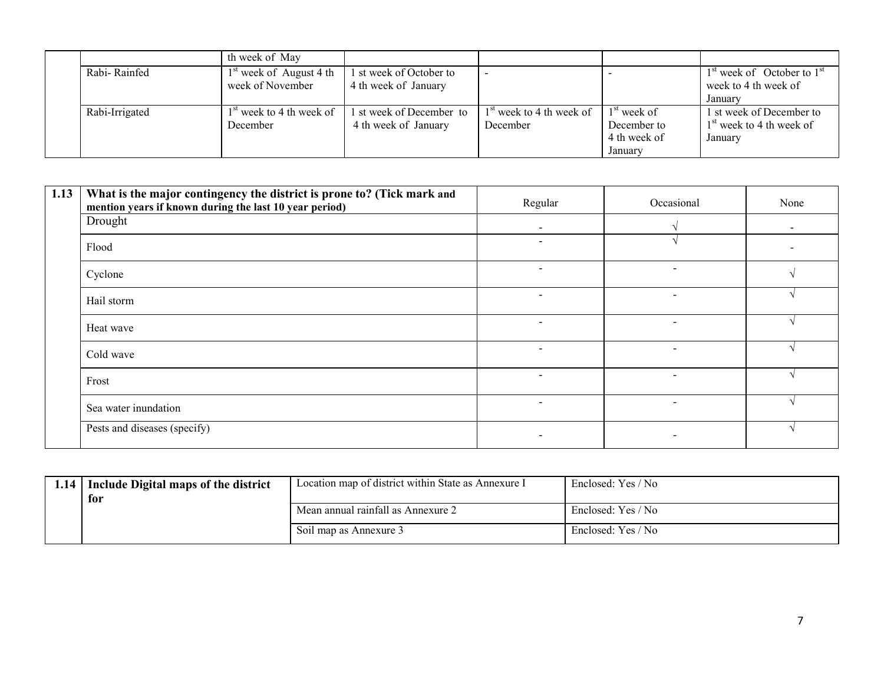| | | th week of May | | | | |
|---|---|---|---|---|---|---|
| | Rabi- Rainfed | 1st week of August 4 th week of November | 1 st week of October to 4 th week of January | - | - | 1st week of October to 1st week to 4 th week of January |
| | Rabi-Irrigated | 1st week to 4 th week of December | 1 st week of December to 4 th week of January | 1st week to 4 th week of December | 1st week of December to 4 th week of January | 1 st week of December to 1st week to 4 th week of January |

| 1.13 | **What is the major contingency the district is prone to? (Tick mark and mention years if known during the last 10 year period)** | Regular | Occasional | None |
|---|---|---|---|---|
| | Drought | - | √ | - |
| | Flood | - | √ | - |
| | Cyclone | - | - | √ |
| | Hail storm | - | - | √ |
| | Heat wave | - | - | √ |
| | Cold wave | - | - | √ |
| | Frost | - | - | √ |
| | Sea water inundation | - | - | √ |
| | Pests and diseases (specify) | - | - | √ |

| 1.14 | **Include Digital maps of the district for** | Location map of district within State as Annexure I | Enclosed: Yes / No |
|---|---|---|---|
| | | Mean annual rainfall as Annexure 2 | Enclosed: Yes / No |
| | | Soil map as Annexure 3 | Enclosed: Yes / No |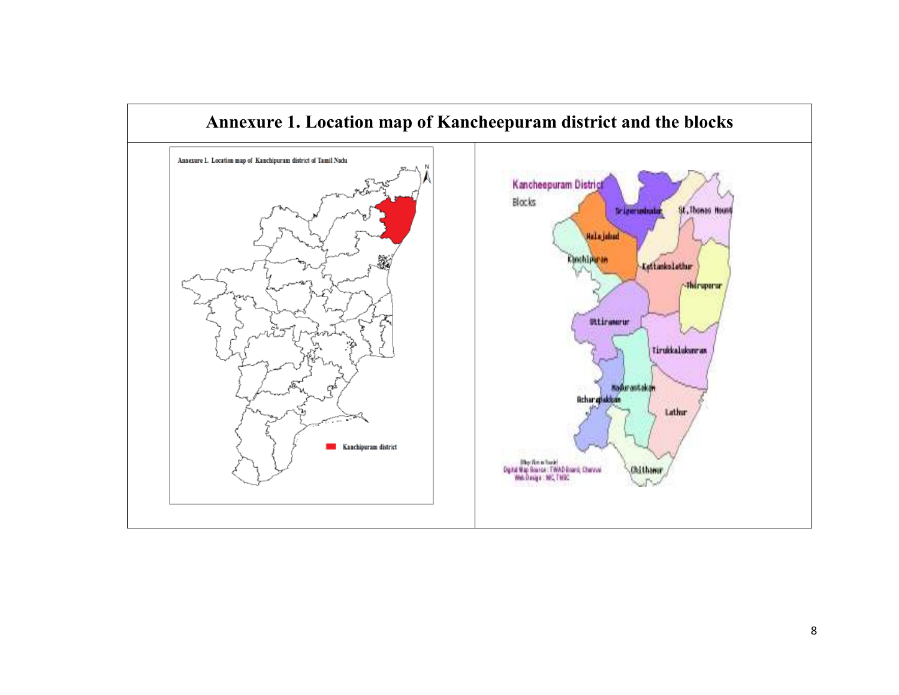# Annexure 1. Location map of Kancheepuram district and the blocks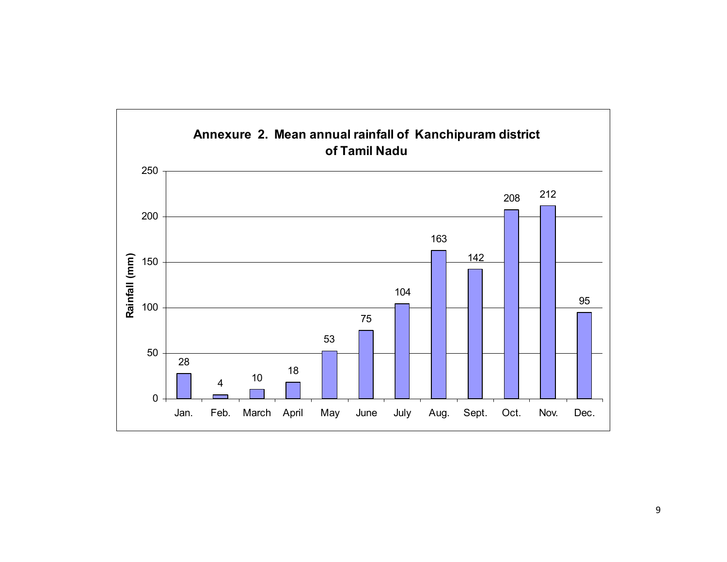**Annexure 2. Mean annual rainfall of Kanchipuram district of Tamil Nadu**

| Month | Rainfall (mm) |
|---|---|
| Jan. | 28 |
| Feb. | 4 |
| March | 10 |
| April | 18 |
| May | 53 |
| June | 75 |
| July | 104 |
| Aug. | 163 |
| Sept. | 142 |
| Oct. | 208 |
| Nov. | 212 |
| Dec. | 95 |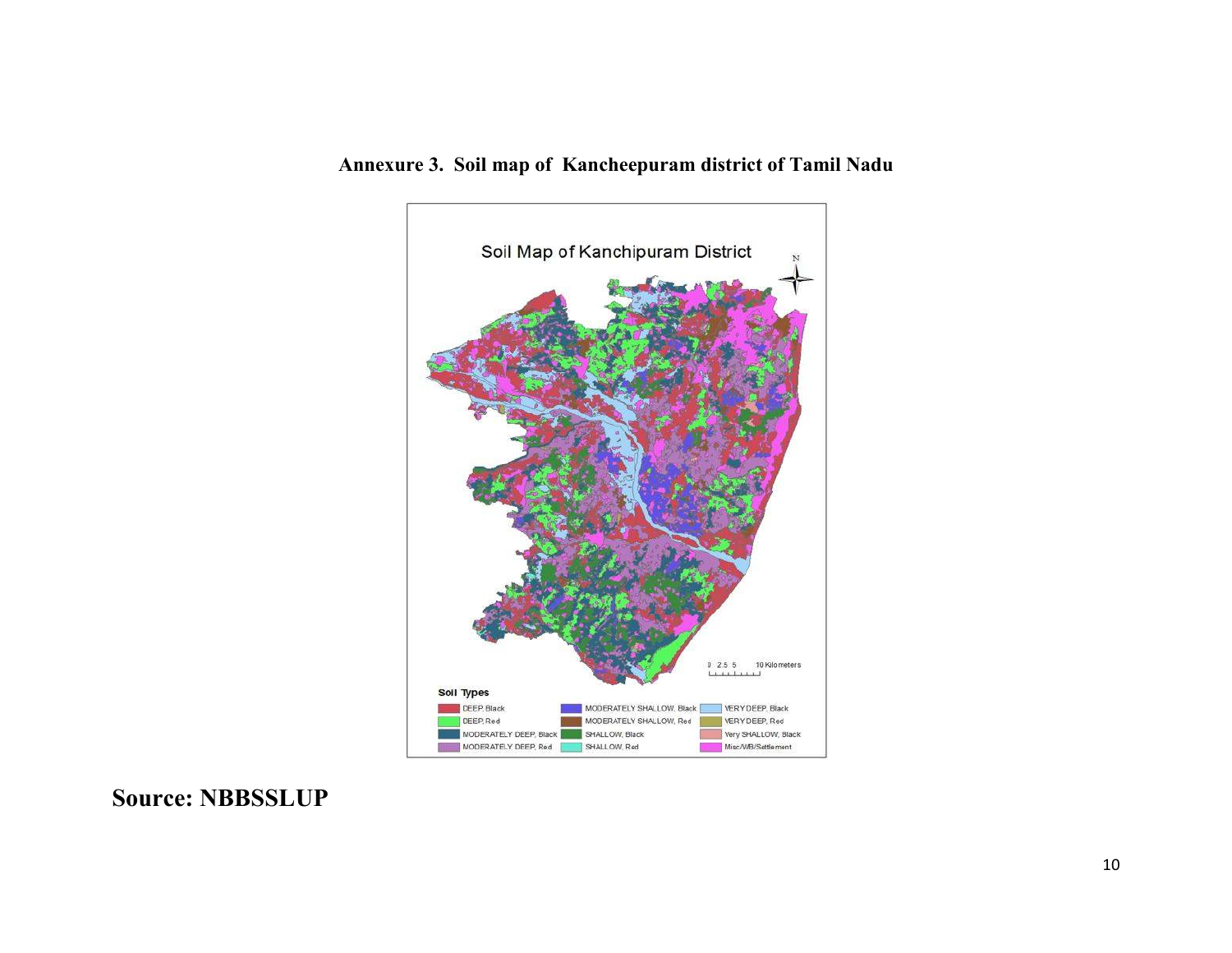**Annexure 3. Soil map of Kancheepuram district of Tamil Nadu**

**Source: NBBSSLUP**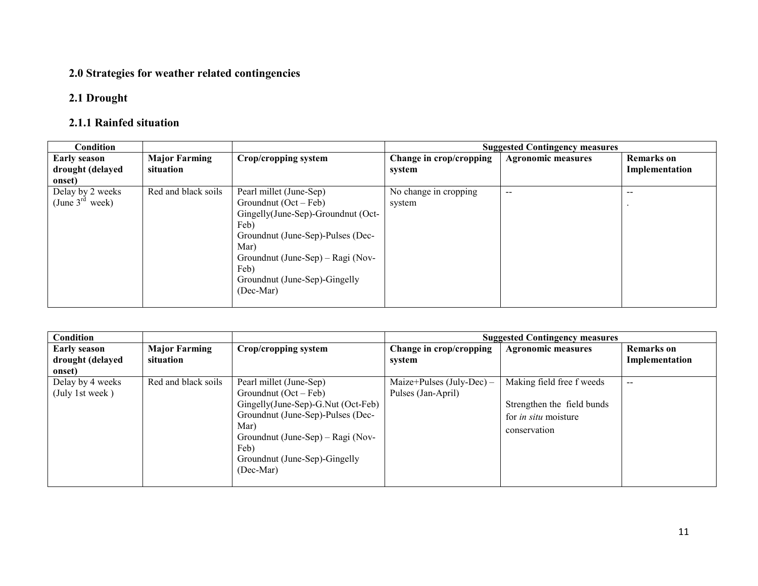## 2.0 Strategies for weather related contingencies

### 2.1 Drought

#### 2.1.1 Rainfed situation

| Condition | | | Suggested Contingency measures | | |
|---|---|---|---|---|---|
| **Early season drought (delayed onset)** | **Major Farming situation** | **Crop/cropping system** | **Change in crop/cropping system** | **Agronomic measures** | **Remarks on Implementation** |
| Delay by 2 weeks (June 3rd week) | Red and black soils | Pearl millet (June-Sep)<br>Groundnut (Oct – Feb)<br>Gingelly(June-Sep)-Groundnut (Oct-Feb)<br>Groundnut (June-Sep)-Pulses (Dec-Mar)<br>Groundnut (June-Sep) – Ragi (Nov-Feb)<br>Groundnut (June-Sep)-Gingelly (Dec-Mar) | No change in cropping system | -- | --<br>. |

| Condition | | | Suggested Contingency measures | | |
|---|---|---|---|---|---|
| **Early season drought (delayed onset)** | **Major Farming situation** | **Crop/cropping system** | **Change in crop/cropping system** | **Agronomic measures** | **Remarks on Implementation** |
| Delay by 4 weeks (July 1st week ) | Red and black soils | Pearl millet (June-Sep)<br>Groundnut (Oct – Feb)<br>Gingelly(June-Sep)-G.Nut (Oct-Feb)<br>Groundnut (June-Sep)-Pulses (Dec-Mar)<br>Groundnut (June-Sep) – Ragi (Nov-Feb)<br>Groundnut (June-Sep)-Gingelly (Dec-Mar) | Maize+Pulses (July-Dec) – Pulses (Jan-April) | Making field free f weeds<br><br>Strengthen the field bunds for *in situ* moisture conservation | -- |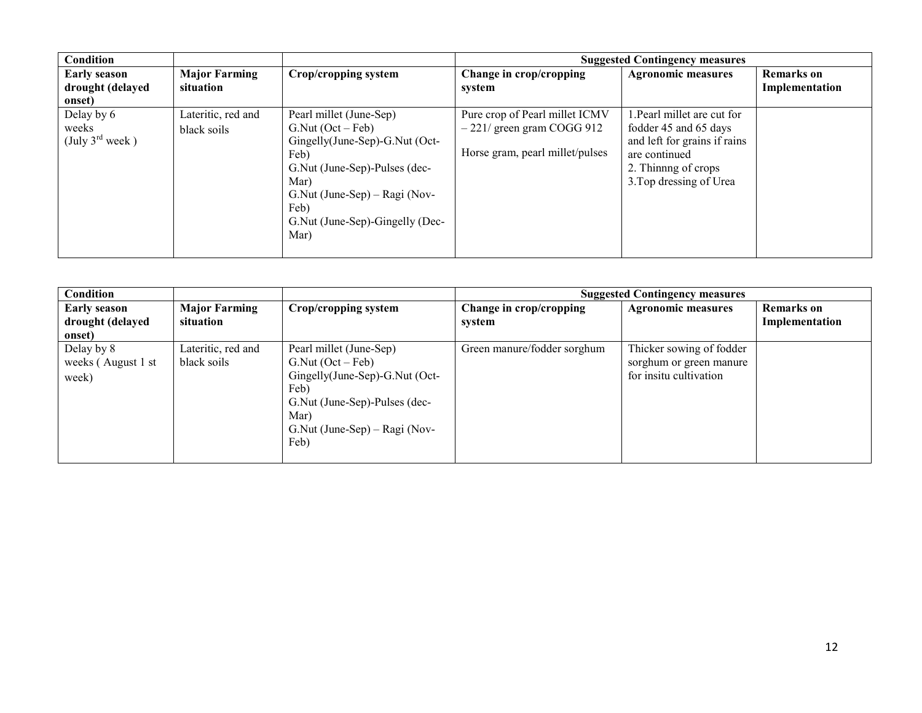| Condition | | | Suggested Contingency measures | | |
|---|---|---|---|---|---|
| **Early season drought (delayed onset)** | **Major Farming situation** | **Crop/cropping system** | **Change in crop/cropping system** | **Agronomic measures** | **Remarks on Implementation** |
| Delay by 6 weeks (July 3rd week ) | Lateritic, red and black soils | Pearl millet (June-Sep)<br>G.Nut (Oct – Feb)<br>Gingelly(June-Sep)-G.Nut (Oct-Feb)<br>G.Nut (June-Sep)-Pulses (dec-Mar)<br>G.Nut (June-Sep) – Ragi (Nov-Feb)<br>G.Nut (June-Sep)-Gingelly (Dec-Mar) | Pure crop of Pearl millet ICMV – 221/ green gram COGG 912<br><br>Horse gram, pearl millet/pulses | 1.Pearl millet are cut for fodder 45 and 65 days and left for grains if rains are continued<br>2. Thinnng of crops<br>3.Top dressing of Urea | |

| Condition | | | Suggested Contingency measures | | |
|---|---|---|---|---|---|
| **Early season drought (delayed onset)** | **Major Farming situation** | **Crop/cropping system** | **Change in crop/cropping system** | **Agronomic measures** | **Remarks on Implementation** |
| Delay by 8 weeks ( August 1 st week) | Lateritic, red and black soils | Pearl millet (June-Sep)<br>G.Nut (Oct – Feb)<br>Gingelly(June-Sep)-G.Nut (Oct-Feb)<br>G.Nut (June-Sep)-Pulses (dec-Mar)<br>G.Nut (June-Sep) – Ragi (Nov-Feb) | Green manure/fodder sorghum | Thicker sowing of fodder sorghum or green manure for insitu cultivation | |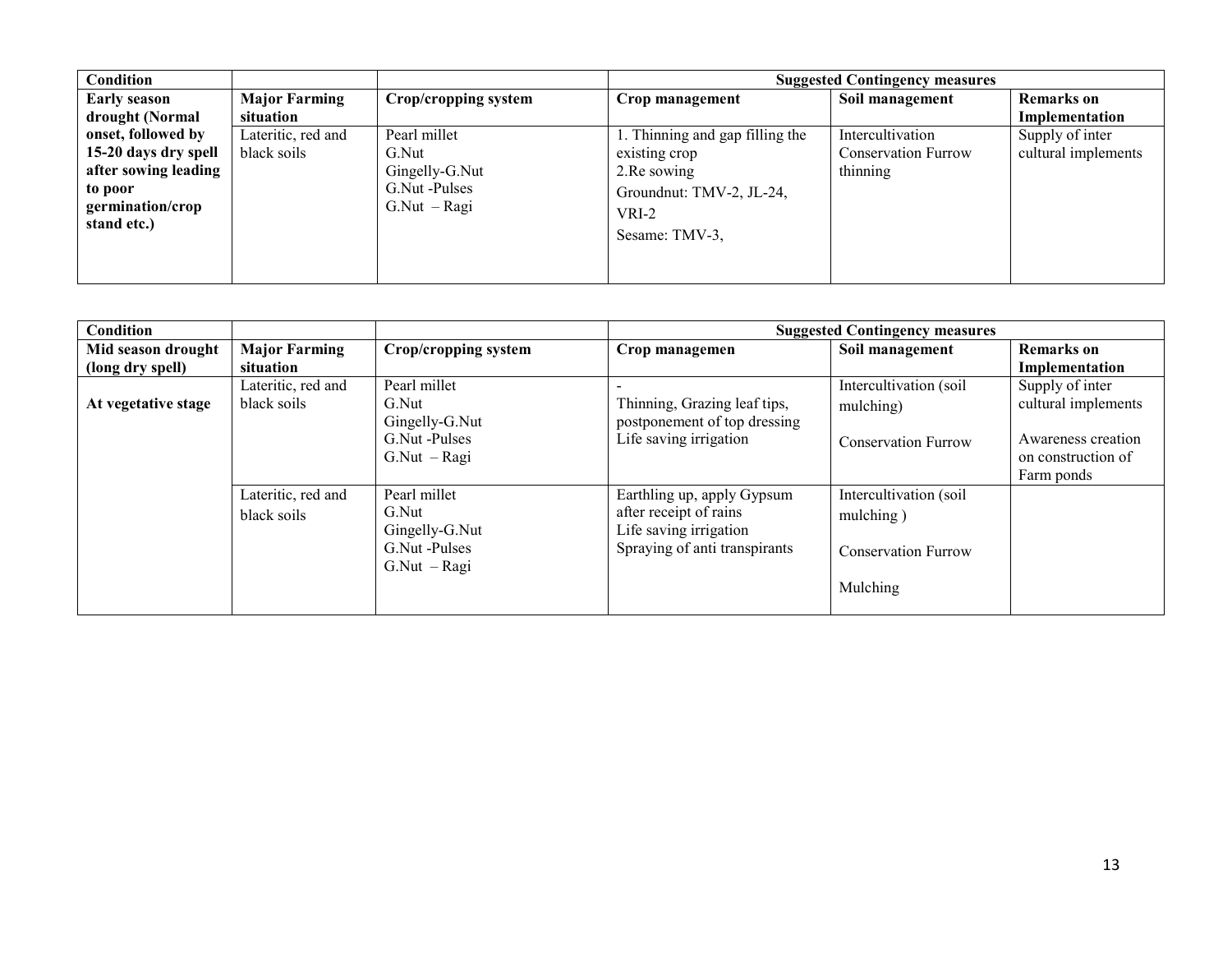| Condition | | | Suggested Contingency measures | | |
|---|---|---|---|---|---|
| **Early season drought (Normal onset, followed by 15-20 days dry spell after sowing leading to poor germination/crop stand etc.)** | **Major Farming situation** | **Crop/cropping system** | **Crop management** | **Soil management** | **Remarks on Implementation** |
| | Lateritic, red and black soils | Pearl millet<br>G.Nut<br>Gingelly-G.Nut<br>G.Nut -Pulses<br>G.Nut – Ragi | 1. Thinning and gap filling the existing crop<br>2.Re sowing<br>Groundnut: TMV-2, JL-24, VRI-2<br>Sesame: TMV-3, | Intercultivation<br>Conservation Furrow<br>thinning | Supply of inter cultural implements |

| Condition | | | Suggested Contingency measures | | |
|---|---|---|---|---|---|
| **Mid season drought (long dry spell)** | **Major Farming situation** | **Crop/cropping system** | **Crop managemen** | **Soil management** | **Remarks on Implementation** |
| **At vegetative stage** | Lateritic, red and black soils | Pearl millet<br>G.Nut<br>Gingelly-G.Nut<br>G.Nut -Pulses<br>G.Nut – Ragi | -<br>Thinning, Grazing leaf tips, postponement of top dressing<br>Life saving irrigation | Intercultivation (soil mulching)<br>Conservation Furrow | Supply of inter cultural implements<br>Awareness creation on construction of Farm ponds |
| | Lateritic, red and black soils | Pearl millet<br>G.Nut<br>Gingelly-G.Nut<br>G.Nut -Pulses<br>G.Nut – Ragi | Earthling up, apply Gypsum after receipt of rains<br>Life saving irrigation<br>Spraying of anti transpirants | Intercultivation (soil mulching )<br>Conservation Furrow<br>Mulching | |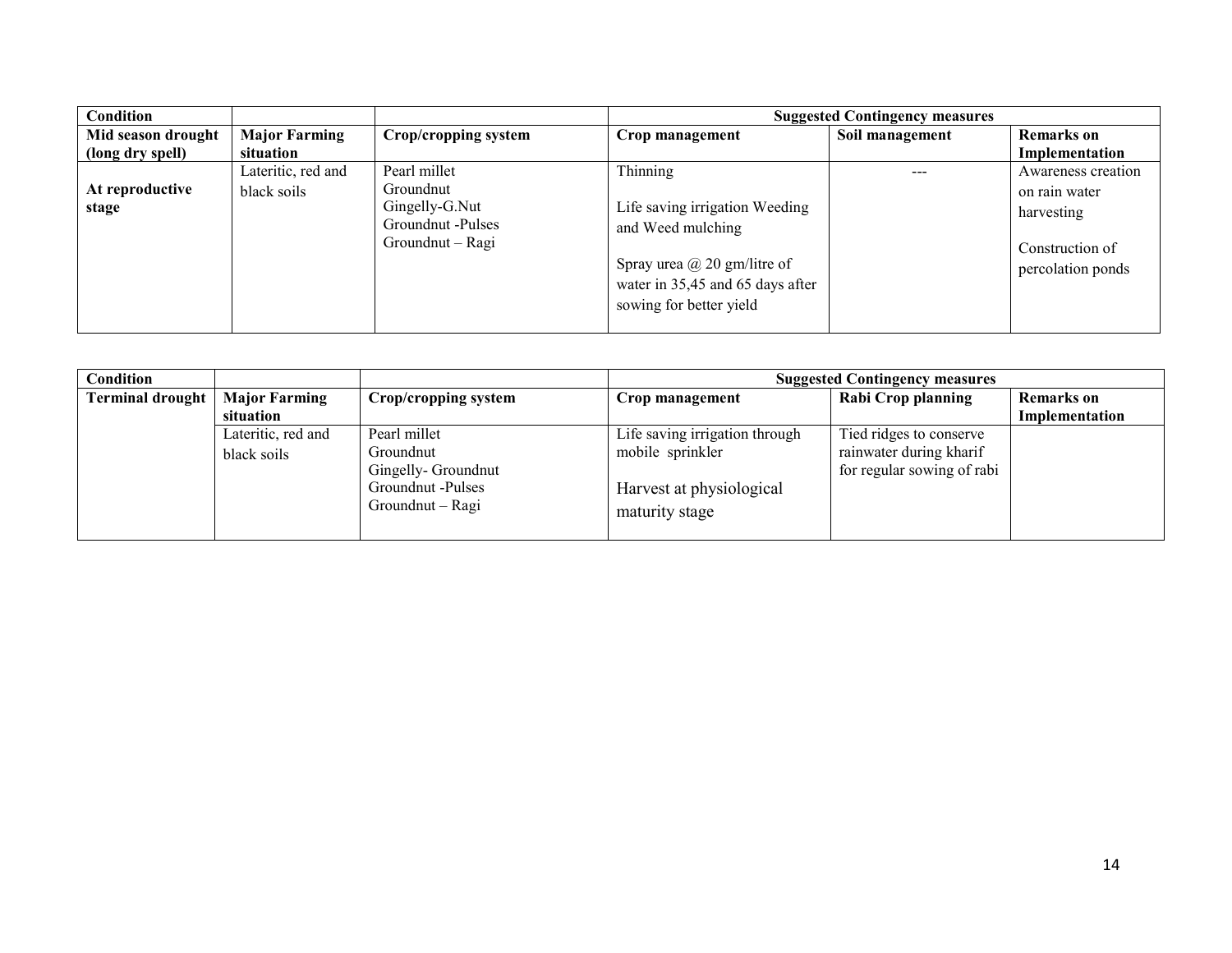| Condition | | | Suggested Contingency measures | | |
|---|---|---|---|---|---|
| **Mid season drought (long dry spell)** | **Major Farming situation** | **Crop/cropping system** | **Crop management** | **Soil management** | **Remarks on Implementation** |
| **At reproductive stage** | Lateritic, red and black soils | Pearl millet<br>Groundnut<br>Gingelly-G.Nut<br>Groundnut -Pulses<br>Groundnut – Ragi | Thinning<br><br>Life saving irrigation Weeding and Weed mulching<br><br>Spray urea @ 20 gm/litre of water in 35,45 and 65 days after sowing for better yield | --- | Awareness creation on rain water harvesting<br><br>Construction of percolation ponds |

| Condition | | | Suggested Contingency measures | | |
|---|---|---|---|---|---|
| **Terminal drought** | **Major Farming situation** | **Crop/cropping system** | **Crop management** | **Rabi Crop planning** | **Remarks on Implementation** |
| | Lateritic, red and black soils | Pearl millet<br>Groundnut<br>Gingelly- Groundnut<br>Groundnut -Pulses<br>Groundnut – Ragi | Life saving irrigation through mobile sprinkler<br><br>Harvest at physiological maturity stage | Tied ridges to conserve rainwater during kharif for regular sowing of rabi | |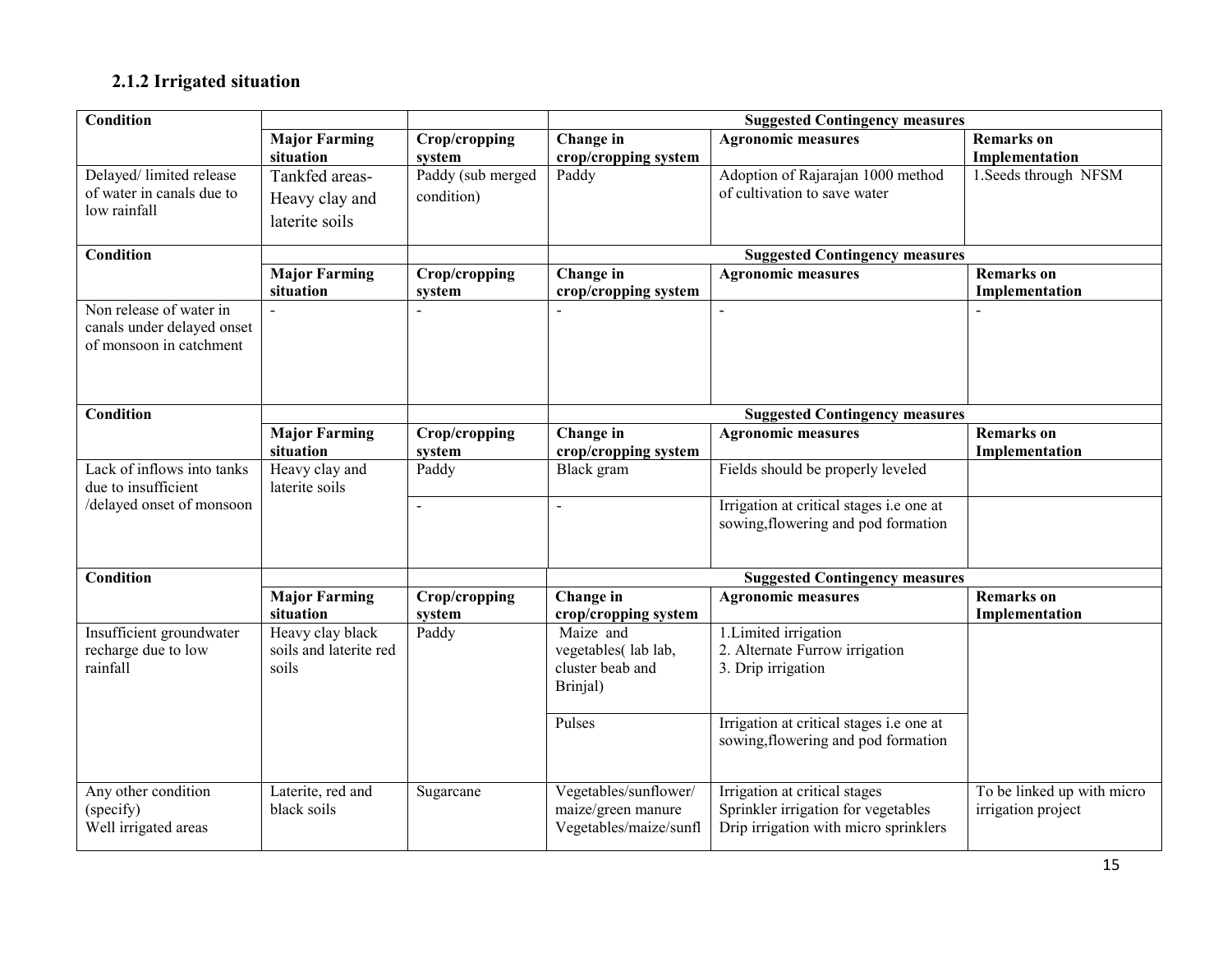### 2.1.2 Irrigated situation

| Condition | | | Suggested Contingency measures | | |
|---|---|---|---|---|---|
| | **Major Farming situation** | **Crop/cropping system** | **Change in crop/cropping system** | **Agronomic measures** | **Remarks on Implementation** |
| Delayed/ limited release of water in canals due to low rainfall | Tankfed areas- Heavy clay and laterite soils | Paddy (sub merged condition) | Paddy | Adoption of Rajarajan 1000 method of cultivation to save water | 1.Seeds through NFSM |

| Condition | | | Suggested Contingency measures | | |
|---|---|---|---|---|---|
| | **Major Farming situation** | **Crop/cropping system** | **Change in crop/cropping system** | **Agronomic measures** | **Remarks on Implementation** |
| Non release of water in canals under delayed onset of monsoon in catchment | - | - | - | - | - |

| Condition | | | Suggested Contingency measures | | |
|---|---|---|---|---|---|
| | **Major Farming situation** | **Crop/cropping system** | **Change in crop/cropping system** | **Agronomic measures** | **Remarks on Implementation** |
| Lack of inflows into tanks due to insufficient /delayed onset of monsoon | Heavy clay and laterite soils | Paddy | Black gram | Fields should be properly leveled | |
| | | - | - | Irrigation at critical stages i.e one at sowing,flowering and pod formation | |

| Condition | | | Suggested Contingency measures | | |
|---|---|---|---|---|---|
| | **Major Farming situation** | **Crop/cropping system** | **Change in crop/cropping system** | **Agronomic measures** | **Remarks on Implementation** |
| Insufficient groundwater recharge due to low rainfall | Heavy clay black soils and laterite red soils | Paddy | Maize and vegetables( lab lab, cluster beab and Brinjal) | 1.Limited irrigation<br>2. Alternate Furrow irrigation<br>3. Drip irrigation | |
| | | | Pulses | Irrigation at critical stages i.e one at sowing,flowering and pod formation | |
| Any other condition (specify)<br>Well irrigated areas | Laterite, red and black soils | Sugarcane | Vegetables/sunflower/ maize/green manure<br>Vegetables/maize/sunfl | Irrigation at critical stages<br>Sprinkler irrigation for vegetables<br>Drip irrigation with micro sprinklers | To be linked up with micro irrigation project |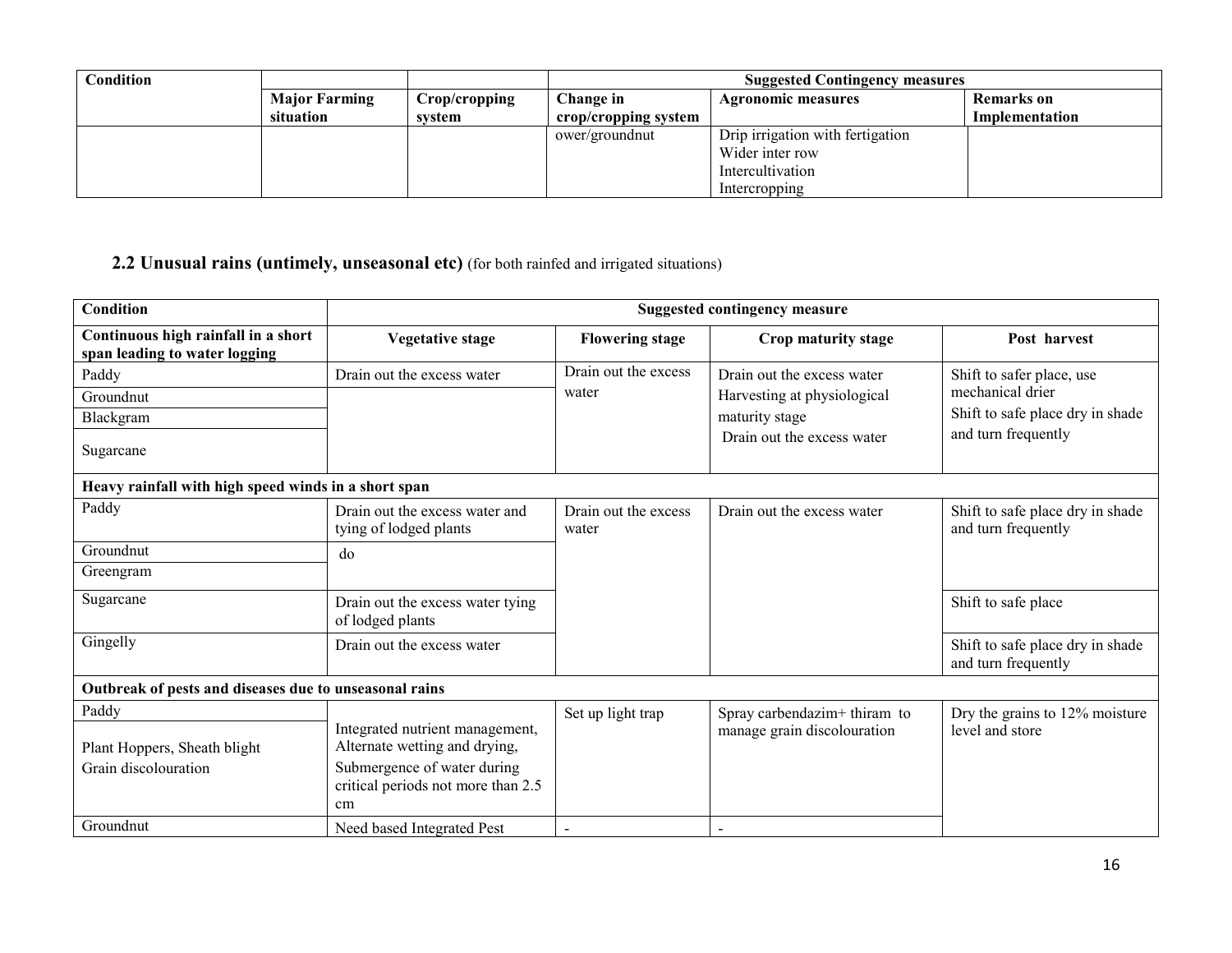| Condition | | | Suggested Contingency measures | | |
|---|---|---|---|---|---|
| | Major Farming situation | Crop/cropping system | Change in crop/cropping system | Agronomic measures | Remarks on Implementation |
| | | | ower/groundnut | Drip irrigation with fertigation<br>Wider inter row<br>Intercultivation<br>Intercropping | |

## 2.2 Unusual rains (untimely, unseasonal etc) (for both rainfed and irrigated situations)

| Condition | Suggested contingency measure | | | |
|---|---|---|---|---|
| **Continuous high rainfall in a short span leading to water logging** | **Vegetative stage** | **Flowering stage** | **Crop maturity stage** | **Post harvest** |
| Paddy | Drain out the excess water | Drain out the excess water | Drain out the excess water<br>Harvesting at physiological maturity stage<br>Drain out the excess water | Shift to safer place, use mechanical drier<br>Shift to safe place dry in shade and turn frequently |
| Groundnut | | | | |
| Blackgram | | | | |
| Sugarcane | | | | |
| **Heavy rainfall with high speed winds in a short span** | | | | |
| Paddy | Drain out the excess water and tying of lodged plants | Drain out the excess water | Drain out the excess water | Shift to safe place dry in shade and turn frequently |
| Groundnut | do | | | |
| Greengram | | | | |
| Sugarcane | Drain out the excess water tying of lodged plants | | | Shift to safe place |
| Gingelly | Drain out the excess water | | | Shift to safe place dry in shade and turn frequently |
| **Outbreak of pests and diseases due to unseasonal rains** | | | | |
| Paddy | Integrated nutrient management, Alternate wetting and drying,<br>Submergence of water during critical periods not more than 2.5 cm | Set up light trap | Spray carbendazim+ thiram to manage grain discolouration | Dry the grains to 12% moisture level and store |
| Plant Hoppers, Sheath blight<br>Grain discolouration | | | | |
| Groundnut | Need based Integrated Pest | - | - | |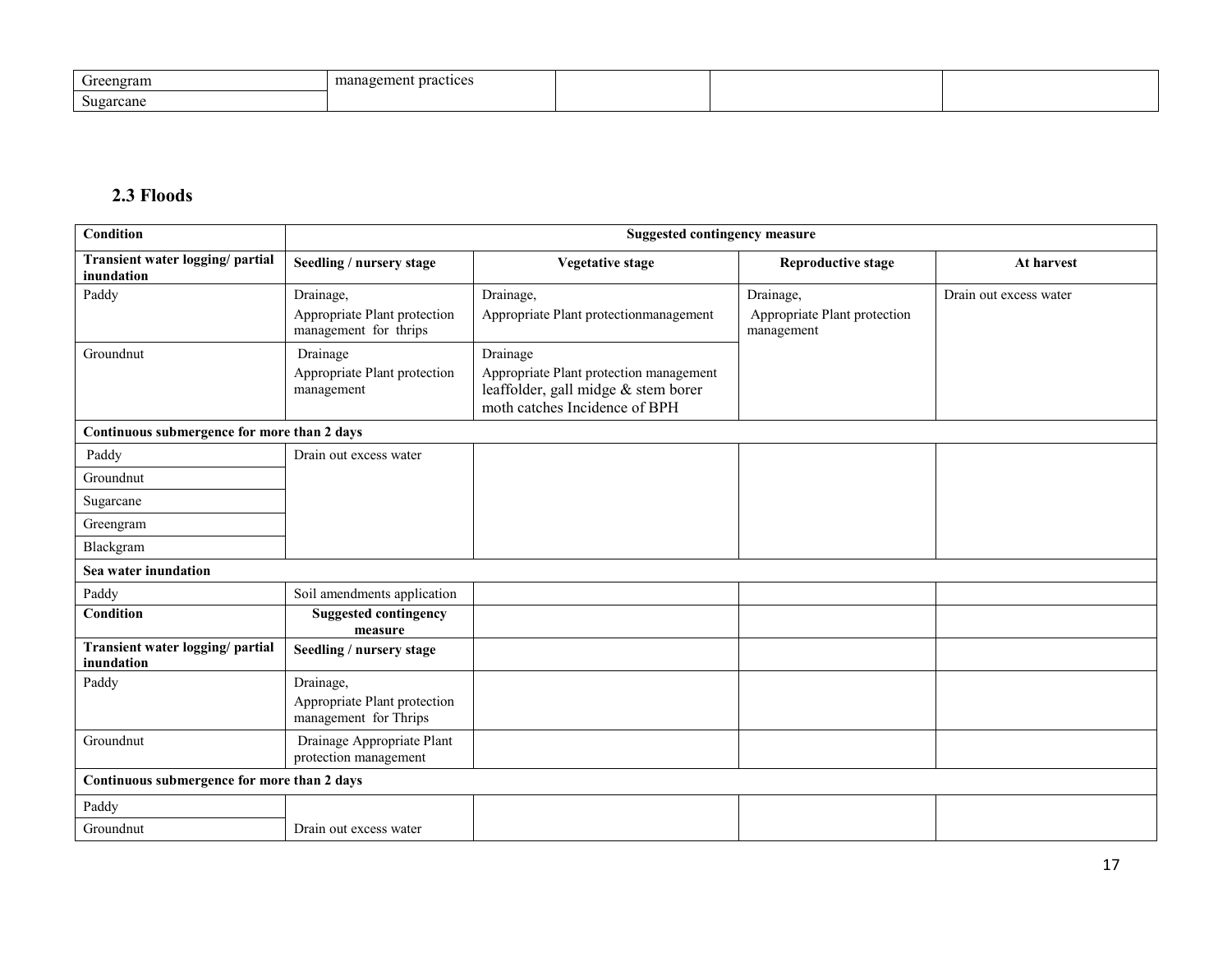| Greengram | management practices | | | |
|---|---|---|---|---|
| Sugarcane | | | | |

### 2.3 Floods

| Condition | Suggested contingency measure | | | |
|---|---|---|---|---|
| **Transient water logging/ partial inundation** | **Seedling / nursery stage** | **Vegetative stage** | **Reproductive stage** | **At harvest** |
| Paddy | Drainage, Appropriate Plant protection management for thrips | Drainage, Appropriate Plant protectionmanagement | Drainage, Appropriate Plant protection management | Drain out excess water |
| Groundnut | Drainage Appropriate Plant protection management | Drainage Appropriate Plant protection management leaffolder, gall midge & stem borer moth catches Incidence of BPH | | |
| **Continuous submergence for more than 2 days** | | | | |
| Paddy | Drain out excess water | | | |
| Groundnut | | | | |
| Sugarcane | | | | |
| Greengram | | | | |
| Blackgram | | | | |
| **Sea water inundation** | | | | |
| Paddy | Soil amendments application | | | |
| **Condition** | **Suggested contingency measure** | | | |
| **Transient water logging/ partial inundation** | **Seedling / nursery stage** | | | |
| Paddy | Drainage, Appropriate Plant protection management for Thrips | | | |
| Groundnut | Drainage Appropriate Plant protection management | | | |
| **Continuous submergence for more than 2 days** | | | | |
| Paddy | Drain out excess water | | | |
| Groundnut | | | | |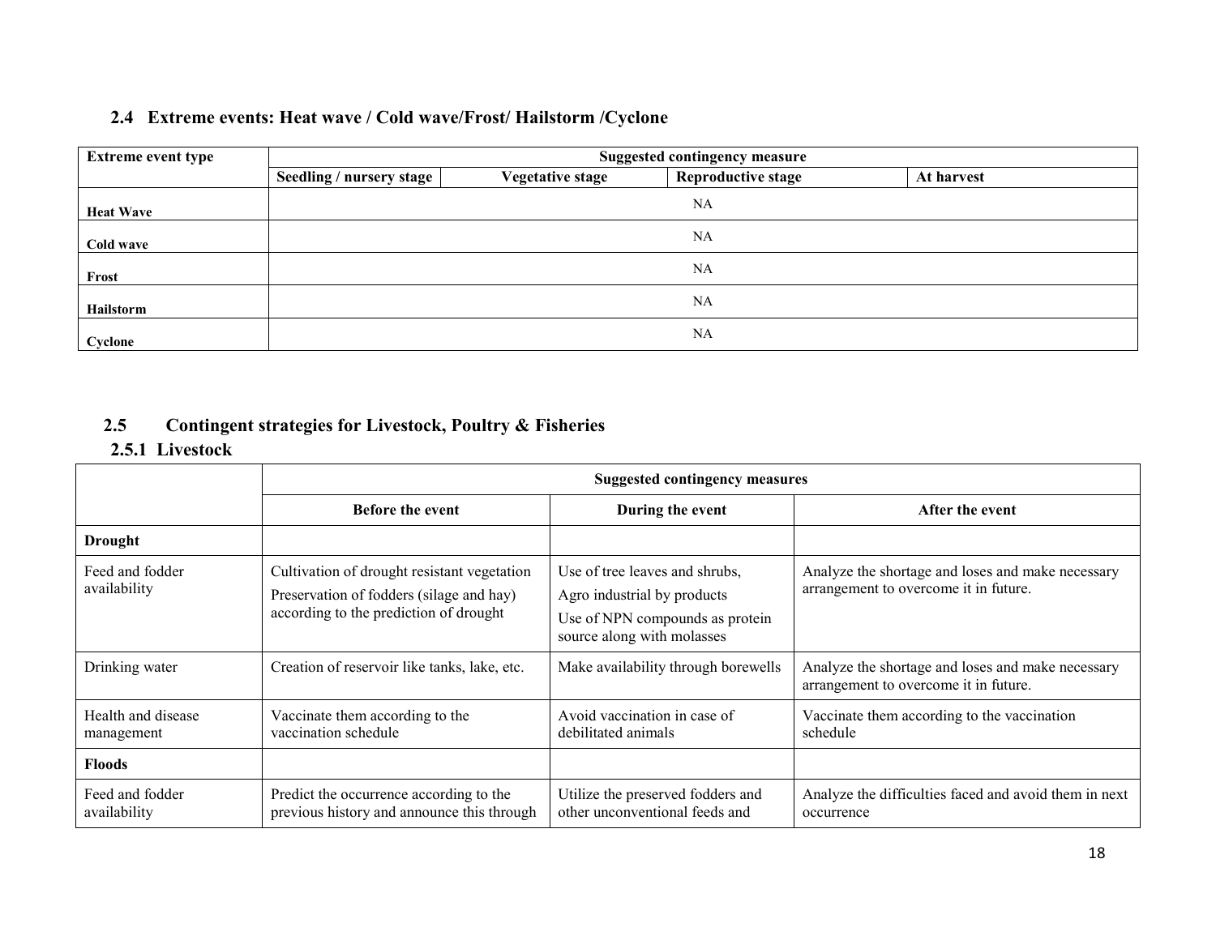## 2.4 Extreme events: Heat wave / Cold wave/Frost/ Hailstorm /Cyclone

| Extreme event type | Suggested contingency measure | | | |
|---|---|---|---|---|
| | Seedling / nursery stage | Vegetative stage | Reproductive stage | At harvest |
| **Heat Wave** | NA | | | |
| **Cold wave** | NA | | | |
| **Frost** | NA | | | |
| **Hailstorm** | NA | | | |
| **Cyclone** | NA | | | |

## 2.5 Contingent strategies for Livestock, Poultry & Fisheries

### 2.5.1 Livestock

| | Suggested contingency measures | | |
|---|---|---|---|
| | **Before the event** | **During the event** | **After the event** |
| **Drought** | | | |
| Feed and fodder availability | Cultivation of drought resistant vegetation<br>Preservation of fodders (silage and hay) according to the prediction of drought | Use of tree leaves and shrubs,<br>Agro industrial by products<br>Use of NPN compounds as protein source along with molasses | Analyze the shortage and loses and make necessary arrangement to overcome it in future. |
| Drinking water | Creation of reservoir like tanks, lake, etc. | Make availability through borewells | Analyze the shortage and loses and make necessary arrangement to overcome it in future. |
| Health and disease management | Vaccinate them according to the vaccination schedule | Avoid vaccination in case of debilitated animals | Vaccinate them according to the vaccination schedule |
| **Floods** | | | |
| Feed and fodder availability | Predict the occurrence according to the previous history and announce this through | Utilize the preserved fodders and other unconventional feeds and | Analyze the difficulties faced and avoid them in next occurrence |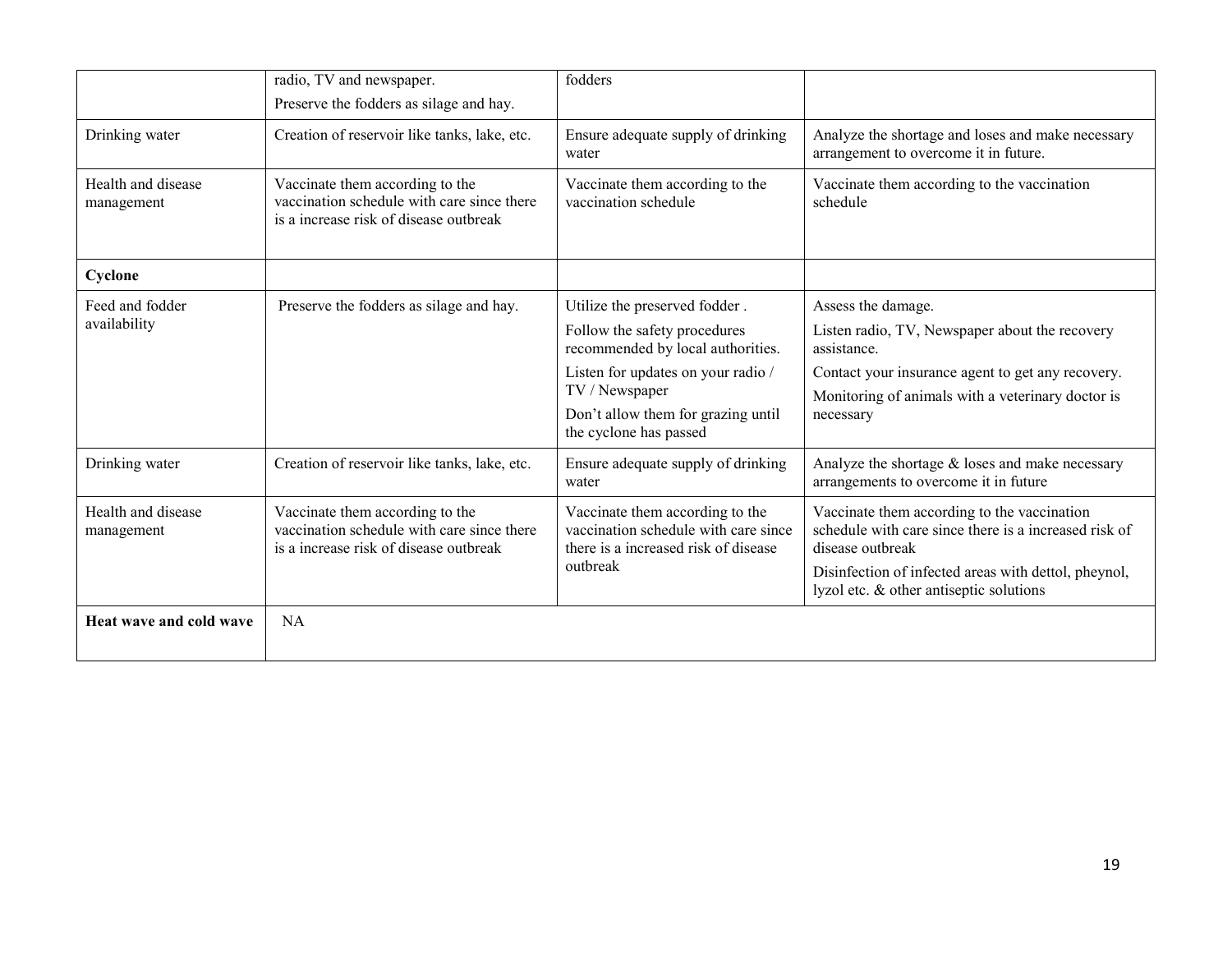| | | | |
|---|---|---|---|
| | radio, TV and newspaper.<br>Preserve the fodders as silage and hay. | fodders | |
| Drinking water | Creation of reservoir like tanks, lake, etc. | Ensure adequate supply of drinking water | Analyze the shortage and loses and make necessary arrangement to overcome it in future. |
| Health and disease management | Vaccinate them according to the vaccination schedule with care since there is a increase risk of disease outbreak | Vaccinate them according to the vaccination schedule | Vaccinate them according to the vaccination schedule |
| **Cyclone** | | | |
| Feed and fodder availability | Preserve the fodders as silage and hay. | Utilize the preserved fodder .<br>Follow the safety procedures recommended by local authorities.<br>Listen for updates on your radio / TV / Newspaper<br>Don't allow them for grazing until the cyclone has passed | Assess the damage.<br>Listen radio, TV, Newspaper about the recovery assistance.<br>Contact your insurance agent to get any recovery.<br>Monitoring of animals with a veterinary doctor is necessary |
| Drinking water | Creation of reservoir like tanks, lake, etc. | Ensure adequate supply of drinking water | Analyze the shortage & loses and make necessary arrangements to overcome it in future |
| Health and disease management | Vaccinate them according to the vaccination schedule with care since there is a increase risk of disease outbreak | Vaccinate them according to the vaccination schedule with care since there is a increased risk of disease outbreak | Vaccinate them according to the vaccination schedule with care since there is a increased risk of disease outbreak<br>Disinfection of infected areas with dettol, pheynol, lyzol etc. & other antiseptic solutions |
| **Heat wave and cold wave** | NA | | |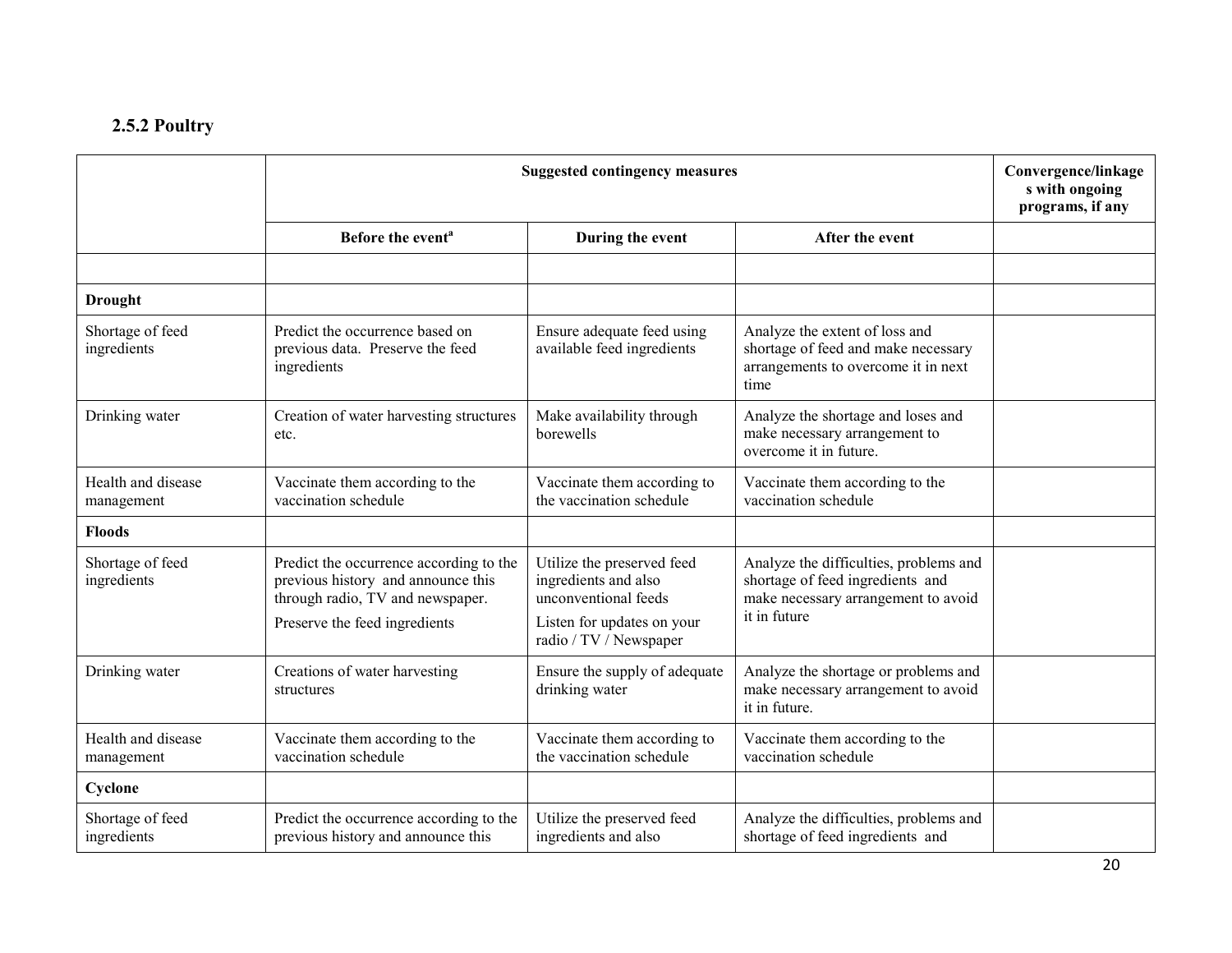### 2.5.2 Poultry

| | Suggested contingency measures | | | Convergence/linkages with ongoing programs, if any |
|---|---|---|---|---|
| | Before the event[a] | During the event | After the event | |
| | | | | |
| **Drought** | | | | |
| Shortage of feed ingredients | Predict the occurrence based on previous data. Preserve the feed ingredients | Ensure adequate feed using available feed ingredients | Analyze the extent of loss and shortage of feed and make necessary arrangements to overcome it in next time | |
| Drinking water | Creation of water harvesting structures etc. | Make availability through borewells | Analyze the shortage and loses and make necessary arrangement to overcome it in future. | |
| Health and disease management | Vaccinate them according to the vaccination schedule | Vaccinate them according to the vaccination schedule | Vaccinate them according to the vaccination schedule | |
| **Floods** | | | | |
| Shortage of feed ingredients | Predict the occurrence according to the previous history and announce this through radio, TV and newspaper. Preserve the feed ingredients | Utilize the preserved feed ingredients and also unconventional feeds Listen for updates on your radio / TV / Newspaper | Analyze the difficulties, problems and shortage of feed ingredients and make necessary arrangement to avoid it in future | |
| Drinking water | Creations of water harvesting structures | Ensure the supply of adequate drinking water | Analyze the shortage or problems and make necessary arrangement to avoid it in future. | |
| Health and disease management | Vaccinate them according to the vaccination schedule | Vaccinate them according to the vaccination schedule | Vaccinate them according to the vaccination schedule | |
| **Cyclone** | | | | |
| Shortage of feed ingredients | Predict the occurrence according to the previous history and announce this | Utilize the preserved feed ingredients and also | Analyze the difficulties, problems and shortage of feed ingredients and | |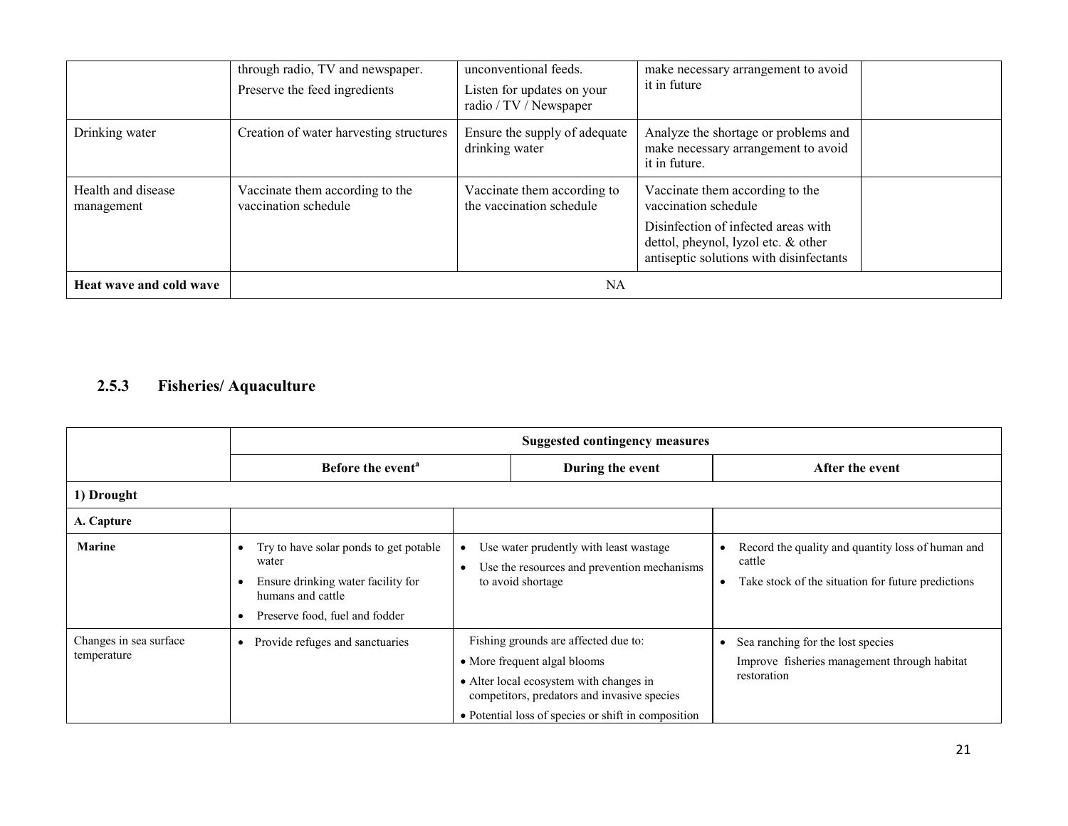|  | through radio, TV and newspaper. Preserve the feed ingredients | unconventional feeds. Listen for updates on your radio / TV / Newspaper | make necessary arrangement to avoid it in future |  |
|---|---|---|---|---|
| Drinking water | Creation of water harvesting structures | Ensure the supply of adequate drinking water | Analyze the shortage or problems and make necessary arrangement to avoid it in future. |  |
| Health and disease management | Vaccinate them according to the vaccination schedule | Vaccinate them according to the vaccination schedule | Vaccinate them according to the vaccination schedule<br>Disinfection of infected areas with dettol, pheynol, lyzol etc. & other antiseptic solutions with disinfectants |  |
| **Heat wave and cold wave** | NA | | | |

### 2.5.3 Fisheries/ Aquaculture

|  | Suggested contingency measures | | |
|---|---|---|---|
|  | **Before the event**[a] | **During the event** | **After the event** |
| **1) Drought** | | | |
| **A. Capture** | | | |
| **Marine** | • Try to have solar ponds to get potable water<br>• Ensure drinking water facility for humans and cattle<br>• Preserve food, fuel and fodder | • Use water prudently with least wastage<br>• Use the resources and prevention mechanisms to avoid shortage | • Record the quality and quantity loss of human and cattle<br>• Take stock of the situation for future predictions |
| Changes in sea surface temperature | • Provide refuges and sanctuaries | Fishing grounds are affected due to:<br>• More frequent algal blooms<br>• Alter local ecosystem with changes in competitors, predators and invasive species<br>• Potential loss of species or shift in composition | • Sea ranching for the lost species<br>Improve fisheries management through habitat restoration |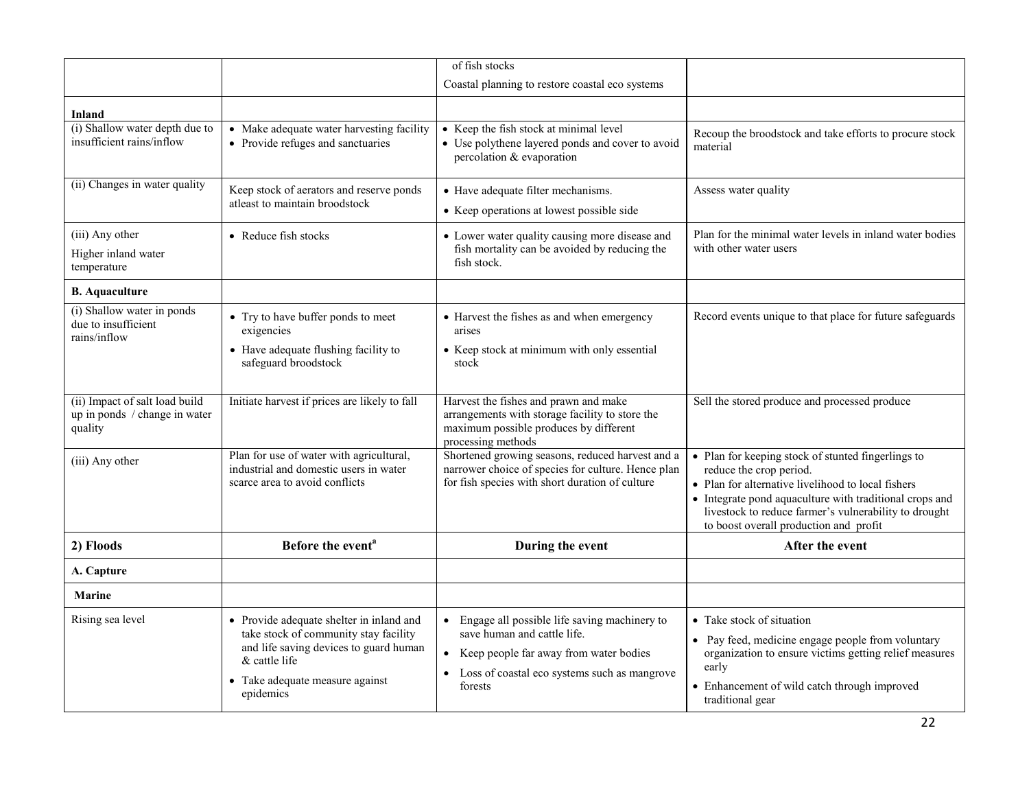| | | | |
|---|---|---|---|
| | | of fish stocks<br>Coastal planning to restore coastal eco systems | |
| **Inland** | | | |
| (i) Shallow water depth due to insufficient rains/inflow | • Make adequate water harvesting facility<br>• Provide refuges and sanctuaries | • Keep the fish stock at minimal level<br>• Use polythene layered ponds and cover to avoid percolation & evaporation | Recoup the broodstock and take efforts to procure stock material |
| (ii) Changes in water quality | Keep stock of aerators and reserve ponds atleast to maintain broodstock | • Have adequate filter mechanisms.<br>• Keep operations at lowest possible side | Assess water quality |
| (iii) Any other<br>Higher inland water temperature | • Reduce fish stocks | • Lower water quality causing more disease and fish mortality can be avoided by reducing the fish stock. | Plan for the minimal water levels in inland water bodies with other water users |
| **B. Aquaculture** | | | |
| (i) Shallow water in ponds due to insufficient rains/inflow | • Try to have buffer ponds to meet exigencies<br>• Have adequate flushing facility to safeguard broodstock | • Harvest the fishes as and when emergency arises<br>• Keep stock at minimum with only essential stock | Record events unique to that place for future safeguards |
| (ii) Impact of salt load build up in ponds / change in water quality | Initiate harvest if prices are likely to fall | Harvest the fishes and prawn and make arrangements with storage facility to store the maximum possible produces by different processing methods | Sell the stored produce and processed produce |
| (iii) Any other | Plan for use of water with agricultural, industrial and domestic users in water scarce area to avoid conflicts | Shortened growing seasons, reduced harvest and a narrower choice of species for culture. Hence plan for fish species with short duration of culture | • Plan for keeping stock of stunted fingerlings to reduce the crop period.<br>• Plan for alternative livelihood to local fishers<br>• Integrate pond aquaculture with traditional crops and livestock to reduce farmer's vulnerability to drought to boost overall production and profit |
| **2) Floods** | **Before the event[a]** | **During the event** | **After the event** |
| **A. Capture** | | | |
| **Marine** | | | |
| Rising sea level | • Provide adequate shelter in inland and take stock of community stay facility and life saving devices to guard human & cattle life<br>• Take adequate measure against epidemics | • Engage all possible life saving machinery to save human and cattle life.<br>• Keep people far away from water bodies<br>• Loss of coastal eco systems such as mangrove forests | • Take stock of situation<br>• Pay feed, medicine engage people from voluntary organization to ensure victims getting relief measures early<br>• Enhancement of wild catch through improved traditional gear |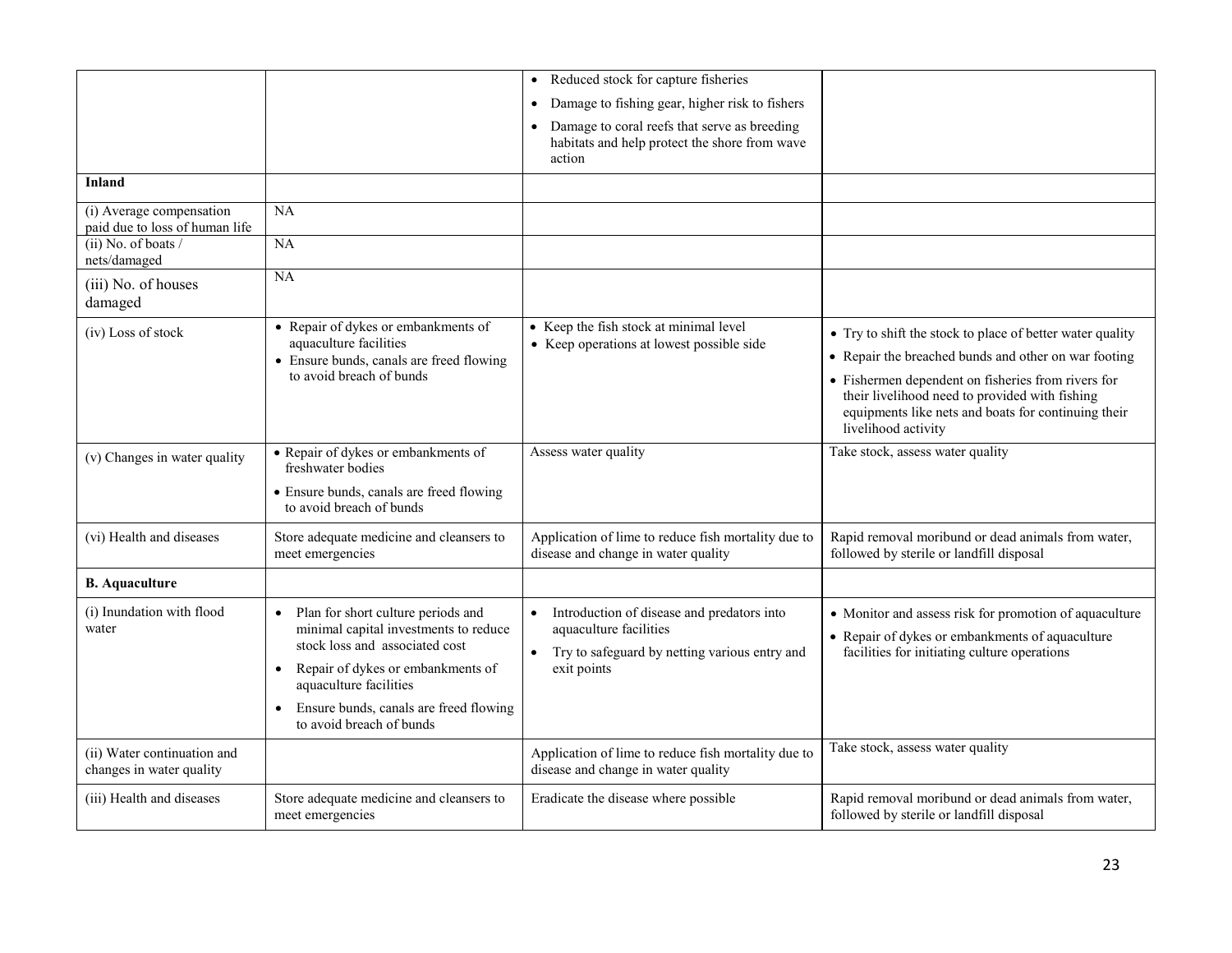| | | | |
|---|---|---|---|
| | | • Reduced stock for capture fisheries<br>• Damage to fishing gear, higher risk to fishers<br>• Damage to coral reefs that serve as breeding habitats and help protect the shore from wave action | |
| **Inland** | | | |
| (i) Average compensation paid due to loss of human life | NA | | |
| (ii) No. of boats / nets/damaged | NA | | |
| (iii) No. of houses damaged | NA | | |
| (iv) Loss of stock | • Repair of dykes or embankments of aquaculture facilities<br>• Ensure bunds, canals are freed flowing to avoid breach of bunds | • Keep the fish stock at minimal level<br>• Keep operations at lowest possible side | • Try to shift the stock to place of better water quality<br>• Repair the breached bunds and other on war footing<br>• Fishermen dependent on fisheries from rivers for their livelihood need to provided with fishing equipments like nets and boats for continuing their livelihood activity |
| (v) Changes in water quality | • Repair of dykes or embankments of freshwater bodies<br>• Ensure bunds, canals are freed flowing to avoid breach of bunds | Assess water quality | Take stock, assess water quality |
| (vi) Health and diseases | Store adequate medicine and cleansers to meet emergencies | Application of lime to reduce fish mortality due to disease and change in water quality | Rapid removal moribund or dead animals from water, followed by sterile or landfill disposal |
| **B. Aquaculture** | | | |
| (i) Inundation with flood water | • Plan for short culture periods and minimal capital investments to reduce stock loss and associated cost<br>• Repair of dykes or embankments of aquaculture facilities<br>• Ensure bunds, canals are freed flowing to avoid breach of bunds | • Introduction of disease and predators into aquaculture facilities<br>• Try to safeguard by netting various entry and exit points | • Monitor and assess risk for promotion of aquaculture<br>• Repair of dykes or embankments of aquaculture facilities for initiating culture operations |
| (ii) Water continuation and changes in water quality | | Application of lime to reduce fish mortality due to disease and change in water quality | Take stock, assess water quality |
| (iii) Health and diseases | Store adequate medicine and cleansers to meet emergencies | Eradicate the disease where possible | Rapid removal moribund or dead animals from water, followed by sterile or landfill disposal |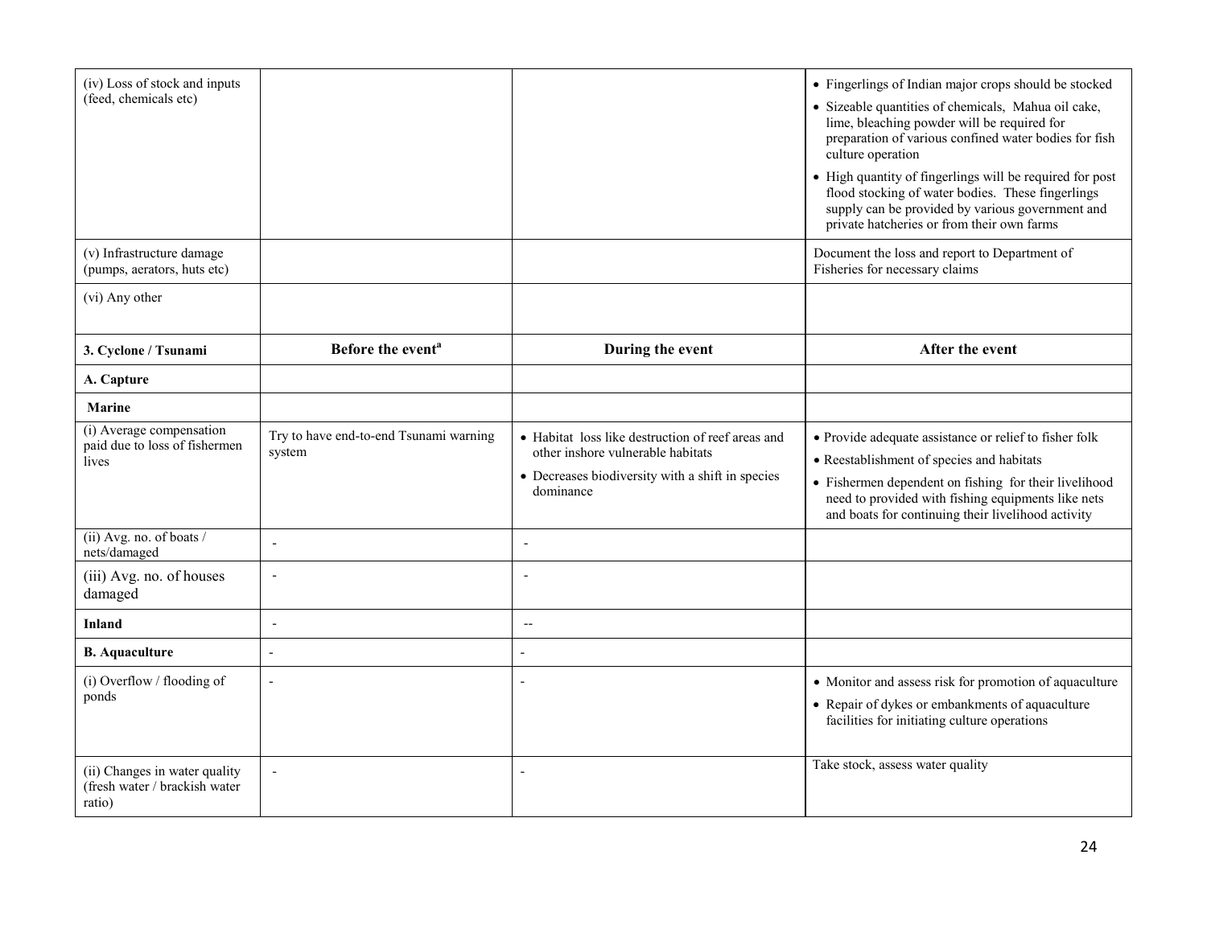| (iv) Loss of stock and inputs (feed, chemicals etc) | | | • Fingerlings of Indian major crops should be stocked<br>• Sizeable quantities of chemicals, Mahua oil cake, lime, bleaching powder will be required for preparation of various confined water bodies for fish culture operation<br>• High quantity of fingerlings will be required for post flood stocking of water bodies. These fingerlings supply can be provided by various government and private hatcheries or from their own farms |
|---|---|---|---|
| (v) Infrastructure damage (pumps, aerators, huts etc) | | | Document the loss and report to Department of Fisheries for necessary claims |
| (vi) Any other | | | |
| **3. Cyclone / Tsunami** | **Before the event[a]** | **During the event** | **After the event** |
| **A. Capture** | | | |
| **Marine** | | | |
| (i) Average compensation paid due to loss of fishermen lives | Try to have end-to-end Tsunami warning system | • Habitat loss like destruction of reef areas and other inshore vulnerable habitats<br>• Decreases biodiversity with a shift in species dominance | • Provide adequate assistance or relief to fisher folk<br>• Reestablishment of species and habitats<br>• Fishermen dependent on fishing for their livelihood need to provided with fishing equipments like nets and boats for continuing their livelihood activity |
| (ii) Avg. no. of boats / nets/damaged | - | - | |
| (iii) Avg. no. of houses damaged | - | - | |
| **Inland** | - | -- | |
| **B. Aquaculture** | - | - | |
| (i) Overflow / flooding of ponds | - | - | • Monitor and assess risk for promotion of aquaculture<br>• Repair of dykes or embankments of aquaculture facilities for initiating culture operations |
| (ii) Changes in water quality (fresh water / brackish water ratio) | - | - | Take stock, assess water quality |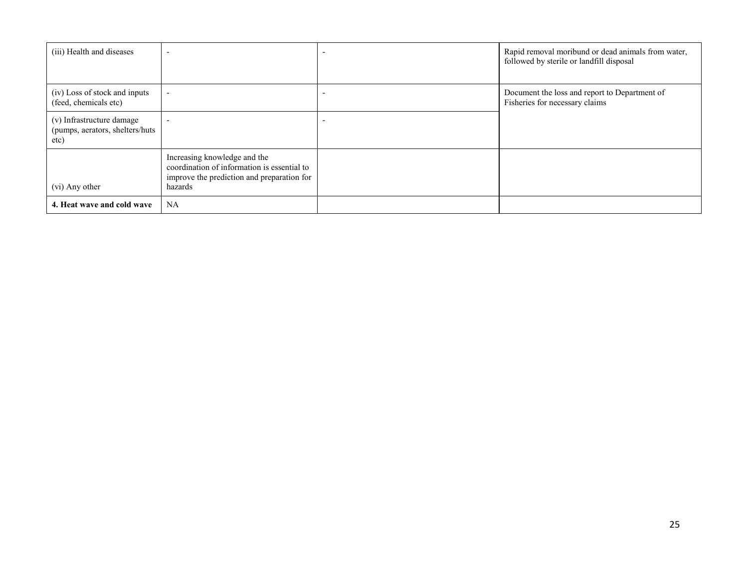| | | | |
|---|---|---|---|
| (iii) Health and diseases | - | - | Rapid removal moribund or dead animals from water, followed by sterile or landfill disposal |
| (iv) Loss of stock and inputs (feed, chemicals etc) | - | - | Document the loss and report to Department of Fisheries for necessary claims |
| (v) Infrastructure damage (pumps, aerators, shelters/huts etc) | - | - | |
| (vi) Any other | Increasing knowledge and the coordination of information is essential to improve the prediction and preparation for hazards | | |
| **4. Heat wave and cold wave** | NA | | |